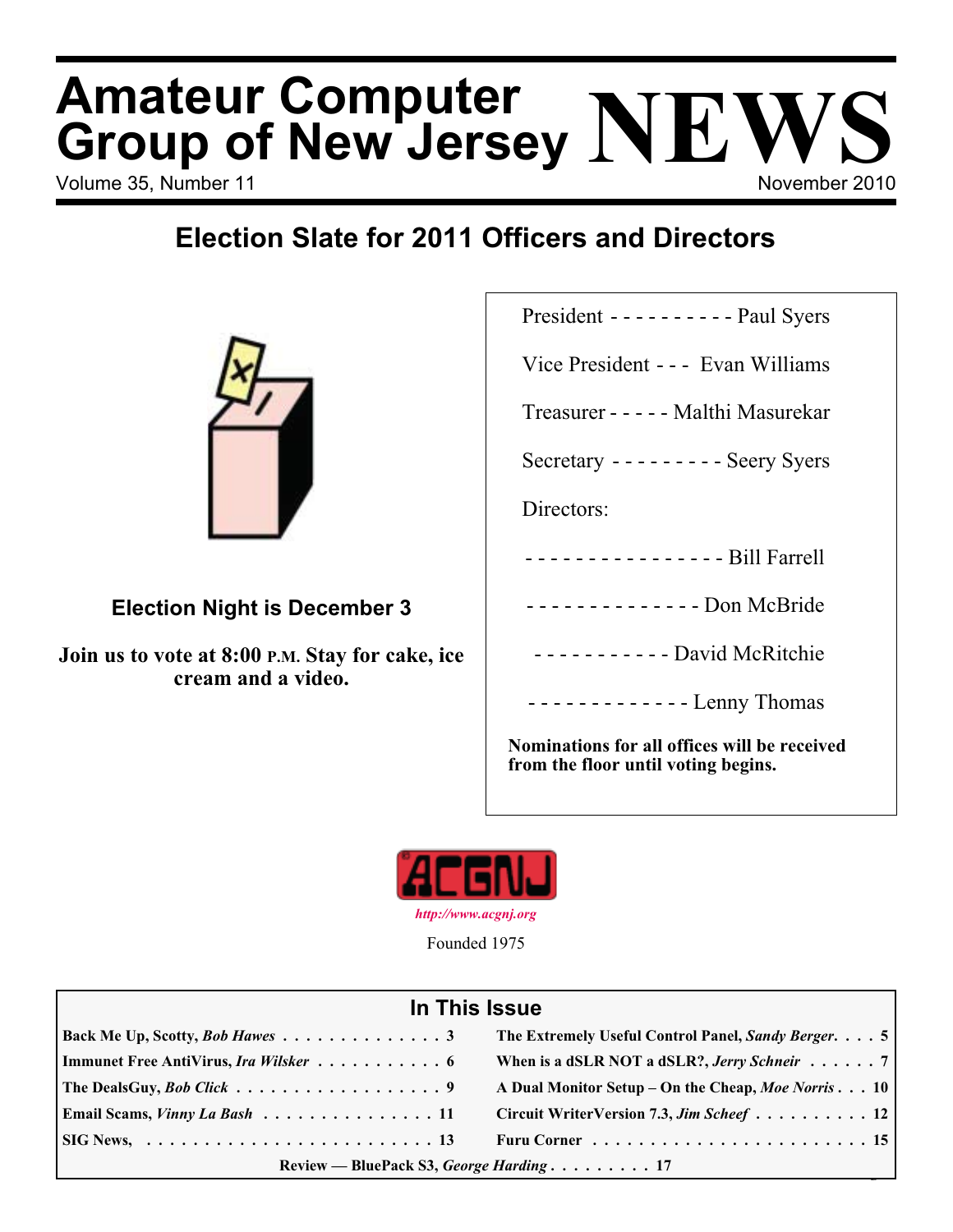# Amateur Computer Group of New Jersey NEWS

Volume 35, Number 11 — November 2010

## Election Slate for 2011 Officers and Directors

**Election Night is December 3**

**Join us to vote at 8:00 P.M. Stay for cake, ice cream and a video.**

President - - - - - - - - - - Paul Syers

Vice President - - - Evan Williams

Treasurer - - - - - Malthi Masurekar

Secretary - - - - - - - - - Seery Syers

Directors:

- - - - - - - - - - - - - - - - Bill Farrell

- - - - - - - - - - - - - - Don McBride

- - - - - - - - - - - David McRitchie

- - - - - - - - - - - - - Lenny Thomas

**Nominations for all offices will be received from the floor until voting begins.**

ACGNJ

*http://www.acgnj.org*

Founded 1975

## In This Issue

**Back Me Up, Scotty, *Bob Hawes*** . . . . . . . . . . . . . . . **3**

**The Extremely Useful Control Panel, *Sandy Berger*** . . . . **5**

**Immunet Free AntiVirus, *Ira Wilsker*** . . . . . . . . . . . **6**

**When is a dSLR NOT a dSLR?, *Jerry Schneir*** . . . . . . **7**

**The DealsGuy, *Bob Click*** . . . . . . . . . . . . . . . . . . **9**

**A Dual Monitor Setup – On the Cheap, *Moe Norris*** . . . **10**

**Email Scams, *Vinny La Bash*** . . . . . . . . . . . . . . . **11**

**Circuit WriterVersion 7.3, *Jim Scheef*** . . . . . . . . . . **12**

**SIG News,** . . . . . . . . . . . . . . . . . . . . . . . . . **13**

**Furu Corner** . . . . . . . . . . . . . . . . . . . . . . . . **15**

**Review — BluePack S3, *George Harding*** . . . . . . . . . **17**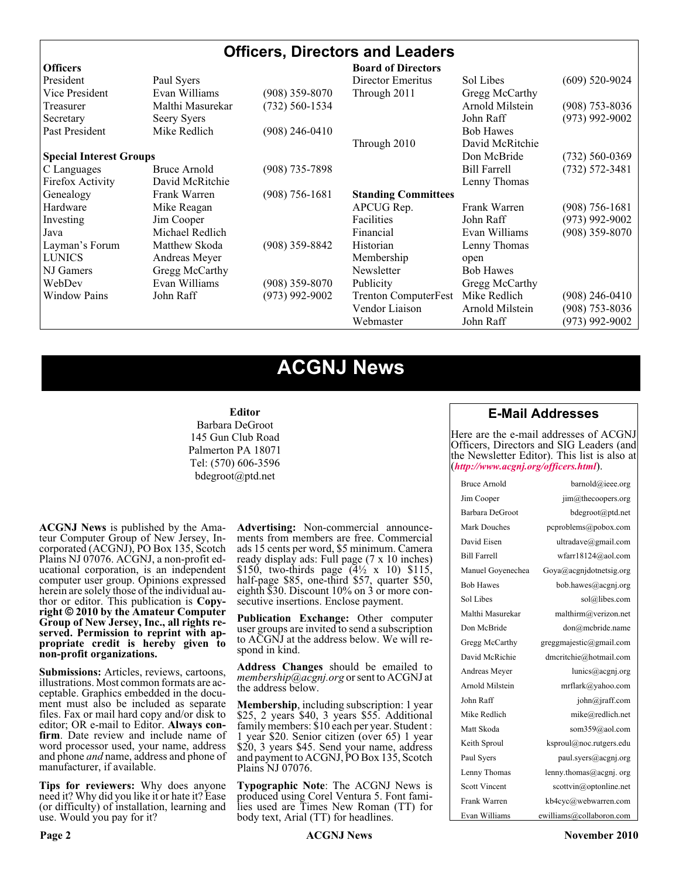# Officers, Directors and Leaders

| **Officers** | | |
|---|---|---|
| President | Paul Syers | |
| Vice President | Evan Williams | (908) 359-8070 |
| Treasurer | Malthi Masurekar | (732) 560-1534 |
| Secretary | Seery Syers | |
| Past President | Mike Redlich | (908) 246-0410 |

| **Special Interest Groups** | | |
|---|---|---|
| C Languages | Bruce Arnold | (908) 735-7898 |
| Firefox Activity | David McRitchie | |
| Genealogy | Frank Warren | (908) 756-1681 |
| Hardware | Mike Reagan | |
| Investing | Jim Cooper | |
| Java | Michael Redlich | |
| Layman's Forum | Matthew Skoda | (908) 359-8842 |
| LUNICS | Andreas Meyer | |
| NJ Gamers | Gregg McCarthy | |
| WebDev | Evan Williams | (908) 359-8070 |
| Window Pains | John Raff | (973) 992-9002 |

| **Board of Directors** | | |
|---|---|---|
| Director Emeritus | Sol Libes | (609) 520-9024 |
| Through 2011 | Gregg McCarthy | |
| | Arnold Milstein | (908) 753-8036 |
| | John Raff | (973) 992-9002 |
| | Bob Hawes | |
| Through 2010 | David McRitchie | |
| | Don McBride | (732) 560-0369 |
| | Bill Farrell | (732) 572-3481 |
| | Lenny Thomas | |

| **Standing Committees** | | |
|---|---|---|
| APCUG Rep. | Frank Warren | (908) 756-1681 |
| Facilities | John Raff | (973) 992-9002 |
| Financial | Evan Williams | (908) 359-8070 |
| Historian | Lenny Thomas | |
| Membership | open | |
| Newsletter | Bob Hawes | |
| Publicity | Gregg McCarthy | |
| Trenton ComputerFest | Mike Redlich | (908) 246-0410 |
| Vendor Liaison | Arnold Milstein | (908) 753-8036 |
| Webmaster | John Raff | (973) 992-9002 |

# ACGNJ News

**Editor**
Barbara DeGroot
145 Gun Club Road
Palmerton PA 18071
Tel: (570) 606-3596
bdegroot@ptd.net

**ACGNJ News** is published by the Amateur Computer Group of New Jersey, Incorporated (ACGNJ), PO Box 135, Scotch Plains NJ 07076. ACGNJ, a non-profit educational corporation, is an independent computer user group. Opinions expressed herein are solely those of the individual author or editor. This publication is **Copyright © 2010 by the Amateur Computer Group of New Jersey, Inc., all rights reserved. Permission to reprint with appropriate credit is hereby given to non-profit organizations.**

**Submissions:** Articles, reviews, cartoons, illustrations. Most common formats are acceptable. Graphics embedded in the document must also be included as separate files. Fax or mail hard copy and/or disk to editor; OR e-mail to Editor. **Always confirm**. Date review and include name of word processor used, your name, address and phone *and* name, address and phone of manufacturer, if available.

**Tips for reviewers:** Why does anyone need it? Why did you like it or hate it? Ease (or difficulty) of installation, learning and use. Would you pay for it?

**Advertising:** Non-commercial announcements from members are free. Commercial ads 15 cents per word, $5 minimum. Camera ready display ads: Full page (7 x 10 inches) $150, two-thirds page (4½ x 10) $115, half-page $85, one-third $57, quarter $50, eighth $30. Discount 10% on 3 or more consecutive insertions. Enclose payment.

**Publication Exchange:** Other computer user groups are invited to send a subscription to ACGNJ at the address below. We will respond in kind.

**Address Changes** should be emailed to *membership@acgnj.org* or sent to ACGNJ at the address below.

**Membership**, including subscription: 1 year $25, 2 years $40, 3 years $55. Additional family members: $10 each per year. Student : 1 year $20. Senior citizen (over 65) 1 year $20, 3 years $45. Send your name, address and payment to ACGNJ, PO Box 135, Scotch Plains NJ 07076.

**Typographic Note**: The ACGNJ News is produced using Corel Ventura 5. Font families used are Times New Roman (TT) for body text, Arial (TT) for headlines.

## E-Mail Addresses

Here are the e-mail addresses of ACGNJ Officers, Directors and SIG Leaders (and the Newsletter Editor). This list is also at (***http://www.acgnj.org/officers.html***).

| Name | E-mail |
|---|---|
| Bruce Arnold | barnold@ieee.org |
| Jim Cooper | jim@thecoopers.org |
| Barbara DeGroot | bdegroot@ptd.net |
| Mark Douches | pcproblems@pobox.com |
| David Eisen | ultradave@gmail.com |
| Bill Farrell | wfarr18124@aol.com |
| Manuel Goyenechea | Goya@acgnjdotnetsig.org |
| Bob Hawes | bob.hawes@acgnj.org |
| Sol Libes | sol@libes.com |
| Malthi Masurekar | malthirm@verizon.net |
| Don McBride | don@mcbride.name |
| Gregg McCarthy | greggmajestic@gmail.com |
| David McRichie | dmcritchie@hotmail.com |
| Andreas Meyer | lunics@acgnj.org |
| Arnold Milstein | mrflark@yahoo.com |
| John Raff | john@jraff.com |
| Mike Redlich | mike@redlich.net |
| Matt Skoda | som359@aol.com |
| Keith Sproul | ksproul@noc.rutgers.edu |
| Paul Syers | paul.syers@acgnj.org |
| Lenny Thomas | lenny.thomas@acgnj. org |
| Scott Vincent | scottvin@optonline.net |
| Frank Warren | kb4cyc@webwarren.com |
| Evan Williams | ewilliams@collaboron.com |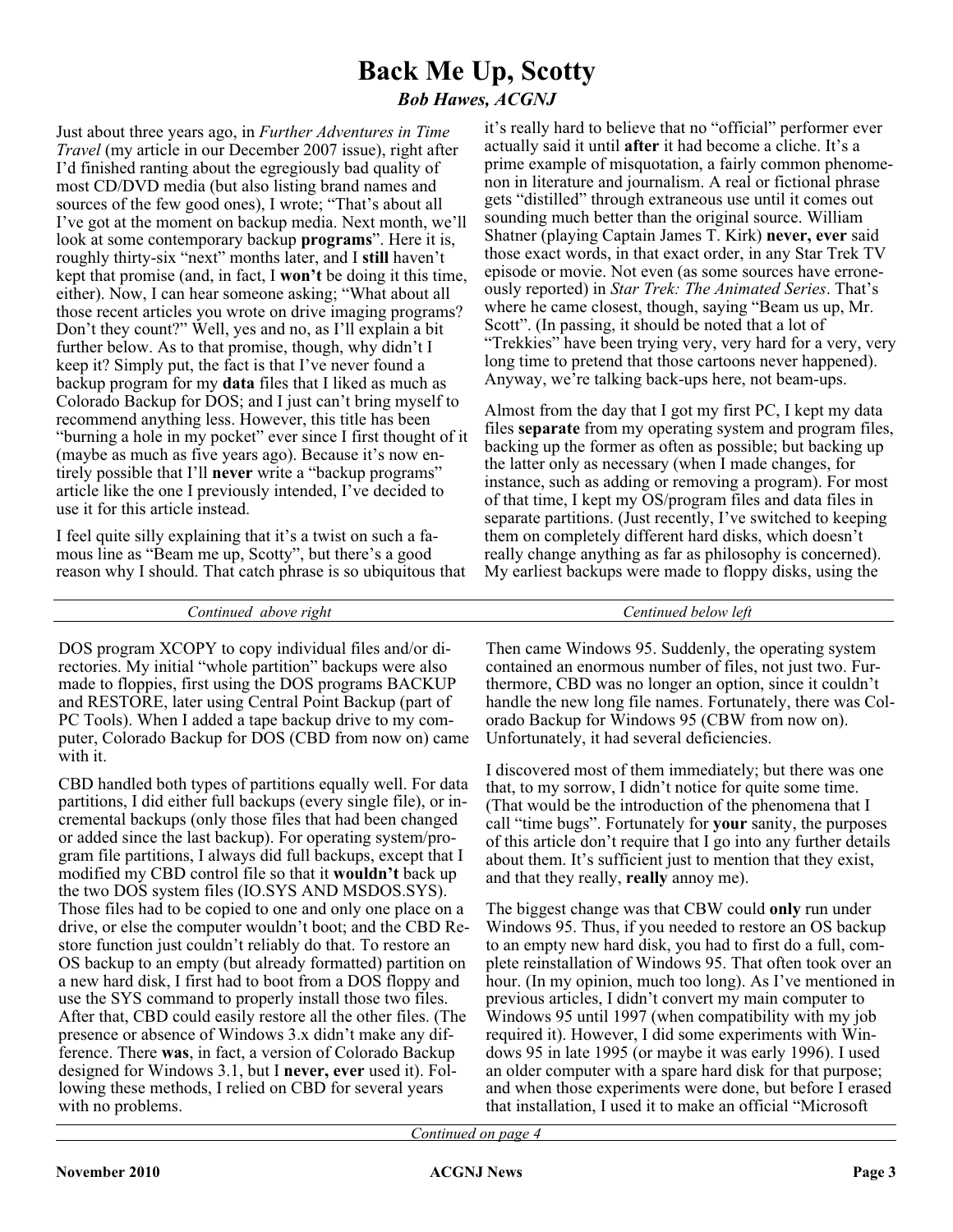# Back Me Up, Scotty

***Bob Hawes, ACGNJ***

Just about three years ago, in *Further Adventures in Time Travel* (my article in our December 2007 issue), right after I'd finished ranting about the egregiously bad quality of most CD/DVD media (but also listing brand names and sources of the few good ones), I wrote; "That's about all I've got at the moment on backup media. Next month, we'll look at some contemporary backup **programs**". Here it is, roughly thirty-six "next" months later, and I **still** haven't kept that promise (and, in fact, I **won't** be doing it this time, either). Now, I can hear someone asking; "What about all those recent articles you wrote on drive imaging programs? Don't they count?" Well, yes and no, as I'll explain a bit further below. As to that promise, though, why didn't I keep it? Simply put, the fact is that I've never found a backup program for my **data** files that I liked as much as Colorado Backup for DOS; and I just can't bring myself to recommend anything less. However, this title has been "burning a hole in my pocket" ever since I first thought of it (maybe as much as five years ago). Because it's now entirely possible that I'll **never** write a "backup programs" article like the one I previously intended, I've decided to use it for this article instead.

I feel quite silly explaining that it's a twist on such a famous line as "Beam me up, Scotty", but there's a good reason why I should. That catch phrase is so ubiquitous that it's really hard to believe that no "official" performer ever actually said it until **after** it had become a cliche. It's a prime example of misquotation, a fairly common phenomenon in literature and journalism. A real or fictional phrase gets "distilled" through extraneous use until it comes out sounding much better than the original source. William Shatner (playing Captain James T. Kirk) **never, ever** said those exact words, in that exact order, in any Star Trek TV episode or movie. Not even (as some sources have erroneously reported) in *Star Trek: The Animated Series*. That's where he came closest, though, saying "Beam us up, Mr. Scott". (In passing, it should be noted that a lot of "Trekkies" have been trying very, very hard for a very, very long time to pretend that those cartoons never happened). Anyway, we're talking back-ups here, not beam-ups.

Almost from the day that I got my first PC, I kept my data files **separate** from my operating system and program files, backing up the former as often as possible; but backing up the latter only as necessary (when I made changes, for instance, such as adding or removing a program). For most of that time, I kept my OS/program files and data files in separate partitions. (Just recently, I've switched to keeping them on completely different hard disks, which doesn't really change anything as far as philosophy is concerned). My earliest backups were made to floppy disks, using the DOS program XCOPY to copy individual files and/or directories. My initial "whole partition" backups were also made to floppies, first using the DOS programs BACKUP and RESTORE, later using Central Point Backup (part of PC Tools). When I added a tape backup drive to my computer, Colorado Backup for DOS (CBD from now on) came with it.

CBD handled both types of partitions equally well. For data partitions, I did either full backups (every single file), or incremental backups (only those files that had been changed or added since the last backup). For operating system/program file partitions, I always did full backups, except that I modified my CBD control file so that it **wouldn't** back up the two DOS system files (IO.SYS AND MSDOS.SYS). Those files had to be copied to one and only one place on a drive, or else the computer wouldn't boot; and the CBD Restore function just couldn't reliably do that. To restore an OS backup to an empty (but already formatted) partition on a new hard disk, I first had to boot from a DOS floppy and use the SYS command to properly install those two files. After that, CBD could easily restore all the other files. (The presence or absence of Windows 3.x didn't make any difference. There **was**, in fact, a version of Colorado Backup designed for Windows 3.1, but I **never, ever** used it). Following these methods, I relied on CBD for several years with no problems.

Then came Windows 95. Suddenly, the operating system contained an enormous number of files, not just two. Furthermore, CBD was no longer an option, since it couldn't handle the new long file names. Fortunately, there was Colorado Backup for Windows 95 (CBW from now on). Unfortunately, it had several deficiencies.

I discovered most of them immediately; but there was one that, to my sorrow, I didn't notice for quite some time. (That would be the introduction of the phenomena that I call "time bugs". Fortunately for **your** sanity, the purposes of this article don't require that I go into any further details about them. It's sufficient just to mention that they exist, and that they really, **really** annoy me).

The biggest change was that CBW could **only** run under Windows 95. Thus, if you needed to restore an OS backup to an empty new hard disk, you had to first do a full, complete reinstallation of Windows 95. That often took over an hour. (In my opinion, much too long). As I've mentioned in previous articles, I didn't convert my main computer to Windows 95 until 1997 (when compatibility with my job required it). However, I did some experiments with Windows 95 in late 1995 (or maybe it was early 1996). I used an older computer with a spare hard disk for that purpose; and when those experiments were done, but before I erased that installation, I used it to make an official "Microsoft

*Continued on page 4*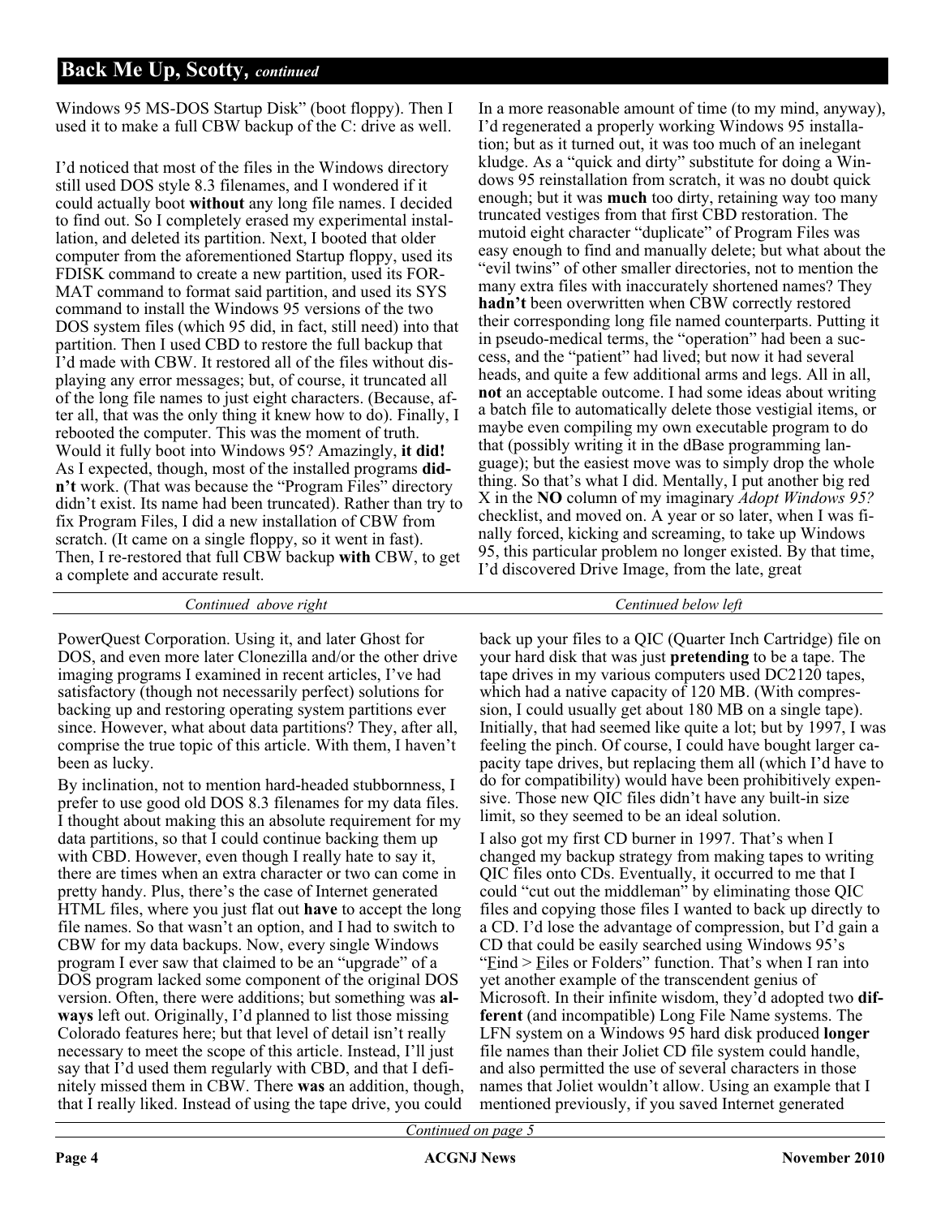## Back Me Up, Scotty, *continued*

Windows 95 MS-DOS Startup Disk" (boot floppy). Then I used it to make a full CBW backup of the C: drive as well.

I'd noticed that most of the files in the Windows directory still used DOS style 8.3 filenames, and I wondered if it could actually boot **without** any long file names. I decided to find out. So I completely erased my experimental installation, and deleted its partition. Next, I booted that older computer from the aforementioned Startup floppy, used its FDISK command to create a new partition, used its FORMAT command to format said partition, and used its SYS command to install the Windows 95 versions of the two DOS system files (which 95 did, in fact, still need) into that partition. Then I used CBD to restore the full backup that I'd made with CBW. It restored all of the files without displaying any error messages; but, of course, it truncated all of the long file names to just eight characters. (Because, after all, that was the only thing it knew how to do). Finally, I rebooted the computer. This was the moment of truth. Would it fully boot into Windows 95? Amazingly, **it did!** As I expected, though, most of the installed programs **didn't** work. (That was because the "Program Files" directory didn't exist. Its name had been truncated). Rather than try to fix Program Files, I did a new installation of CBW from scratch. (It came on a single floppy, so it went in fast). Then, I re-restored that full CBW backup **with** CBW, to get a complete and accurate result.

In a more reasonable amount of time (to my mind, anyway), I'd regenerated a properly working Windows 95 installation; but as it turned out, it was too much of an inelegant kludge. As a "quick and dirty" substitute for doing a Windows 95 reinstallation from scratch, it was no doubt quick enough; but it was **much** too dirty, retaining way too many truncated vestiges from that first CBD restoration. The mutoid eight character "duplicate" of Program Files was easy enough to find and manually delete; but what about the "evil twins" of other smaller directories, not to mention the many extra files with inaccurately shortened names? They **hadn't** been overwritten when CBW correctly restored their corresponding long file named counterparts. Putting it in pseudo-medical terms, the "operation" had been a success, and the "patient" had lived; but now it had several heads, and quite a few additional arms and legs. All in all, **not** an acceptable outcome. I had some ideas about writing a batch file to automatically delete those vestigial items, or maybe even compiling my own executable program to do that (possibly writing it in the dBase programming language); but the easiest move was to simply drop the whole thing. So that's what I did. Mentally, I put another big red X in the **NO** column of my imaginary *Adopt Windows 95?* checklist, and moved on. A year or so later, when I was finally forced, kicking and screaming, to take up Windows 95, this particular problem no longer existed. By that time, I'd discovered Drive Image, from the late, great PowerQuest Corporation. Using it, and later Ghost for DOS, and even more later Clonezilla and/or the other drive imaging programs I examined in recent articles, I've had satisfactory (though not necessarily perfect) solutions for backing up and restoring operating system partitions ever since. However, what about data partitions? They, after all, comprise the true topic of this article. With them, I haven't been as lucky.

By inclination, not to mention hard-headed stubbornness, I prefer to use good old DOS 8.3 filenames for my data files. I thought about making this an absolute requirement for my data partitions, so that I could continue backing them up with CBD. However, even though I really hate to say it, there are times when an extra character or two can come in pretty handy. Plus, there's the case of Internet generated HTML files, where you just flat out **have** to accept the long file names. So that wasn't an option, and I had to switch to CBW for my data backups. Now, every single Windows program I ever saw that claimed to be an "upgrade" of a DOS program lacked some component of the original DOS version. Often, there were additions; but something was **always** left out. Originally, I'd planned to list those missing Colorado features here; but that level of detail isn't really necessary to meet the scope of this article. Instead, I'll just say that I'd used them regularly with CBD, and that I definitely missed them in CBW. There **was** an addition, though, that I really liked. Instead of using the tape drive, you could back up your files to a QIC (Quarter Inch Cartridge) file on your hard disk that was just **pretending** to be a tape. The tape drives in my various computers used DC2120 tapes, which had a native capacity of 120 MB. (With compression, I could usually get about 180 MB on a single tape). Initially, that had seemed like quite a lot; but by 1997, I was feeling the pinch. Of course, I could have bought larger capacity tape drives, but replacing them all (which I'd have to do for compatibility) would have been prohibitively expensive. Those new QIC files didn't have any built-in size limit, so they seemed to be an ideal solution.

I also got my first CD burner in 1997. That's when I changed my backup strategy from making tapes to writing QIC files onto CDs. Eventually, it occurred to me that I could "cut out the middleman" by eliminating those QIC files and copying those files I wanted to back up directly to a CD. I'd lose the advantage of compression, but I'd gain a CD that could be easily searched using Windows 95's "Find > Files or Folders" function. That's when I ran into yet another example of the transcendent genius of Microsoft. In their infinite wisdom, they'd adopted two **different** (and incompatible) Long File Name systems. The LFN system on a Windows 95 hard disk produced **longer** file names than their Joliet CD file system could handle, and also permitted the use of several characters in those names that Joliet wouldn't allow. Using an example that I mentioned previously, if you saved Internet generated

*Continued on page 5*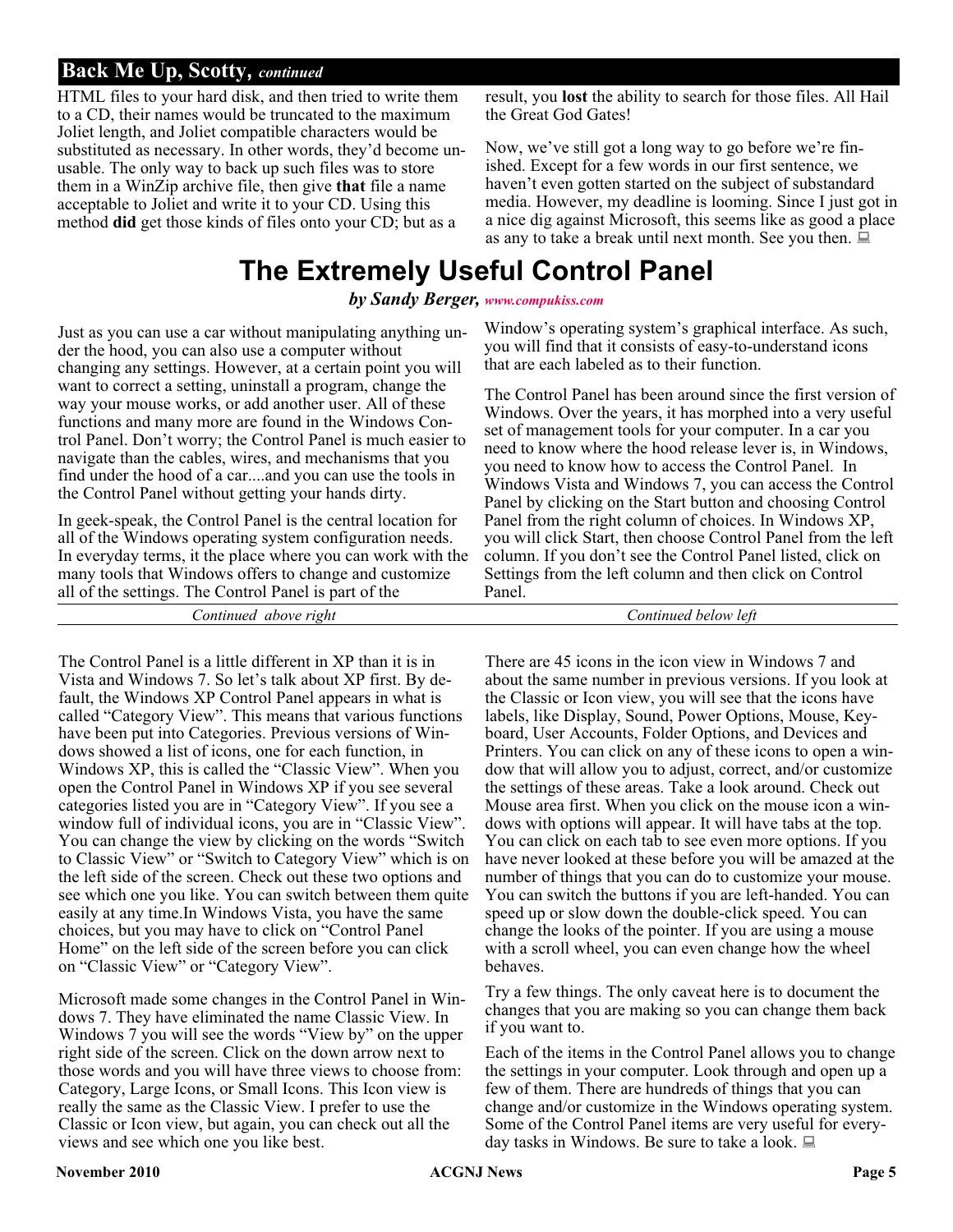## Back Me Up, Scotty, *continued*

HTML files to your hard disk, and then tried to write them to a CD, their names would be truncated to the maximum Joliet length, and Joliet compatible characters would be substituted as necessary. In other words, they'd become unusable. The only way to back up such files was to store them in a WinZip archive file, then give **that** file a name acceptable to Joliet and write it to your CD. Using this method **did** get those kinds of files onto your CD; but as a result, you **lost** the ability to search for those files. All Hail the Great God Gates!

Now, we've still got a long way to go before we're finished. Except for a few words in our first sentence, we haven't even gotten started on the subject of substandard media. However, my deadline is looming. Since I just got in a nice dig against Microsoft, this seems like as good a place as any to take a break until next month. See you then.

# The Extremely Useful Control Panel

***by Sandy Berger, www.compukiss.com***

Just as you can use a car without manipulating anything under the hood, you can also use a computer without changing any settings. However, at a certain point you will want to correct a setting, uninstall a program, change the way your mouse works, or add another user. All of these functions and many more are found in the Windows Control Panel. Don't worry; the Control Panel is much easier to navigate than the cables, wires, and mechanisms that you find under the hood of a car....and you can use the tools in the Control Panel without getting your hands dirty.

In geek-speak, the Control Panel is the central location for all of the Windows operating system configuration needs. In everyday terms, it the place where you can work with the many tools that Windows offers to change and customize all of the settings. The Control Panel is part of the Window's operating system's graphical interface. As such, you will find that it consists of easy-to-understand icons that are each labeled as to their function.

The Control Panel has been around since the first version of Windows. Over the years, it has morphed into a very useful set of management tools for your computer. In a car you need to know where the hood release lever is, in Windows, you need to know how to access the Control Panel. In Windows Vista and Windows 7, you can access the Control Panel by clicking on the Start button and choosing Control Panel from the right column of choices. In Windows XP, you will click Start, then choose Control Panel from the left column. If you don't see the Control Panel listed, click on Settings from the left column and then click on Control Panel.

The Control Panel is a little different in XP than it is in Vista and Windows 7. So let's talk about XP first. By default, the Windows XP Control Panel appears in what is called "Category View". This means that various functions have been put into Categories. Previous versions of Windows showed a list of icons, one for each function, in Windows XP, this is called the "Classic View". When you open the Control Panel in Windows XP if you see several categories listed you are in "Category View". If you see a window full of individual icons, you are in "Classic View". You can change the view by clicking on the words "Switch to Classic View" or "Switch to Category View" which is on the left side of the screen. Check out these two options and see which one you like. You can switch between them quite easily at any time.In Windows Vista, you have the same choices, but you may have to click on "Control Panel Home" on the left side of the screen before you can click on "Classic View" or "Category View".

Microsoft made some changes in the Control Panel in Windows 7. They have eliminated the name Classic View. In Windows 7 you will see the words "View by" on the upper right side of the screen. Click on the down arrow next to those words and you will have three views to choose from: Category, Large Icons, or Small Icons. This Icon view is really the same as the Classic View. I prefer to use the Classic or Icon view, but again, you can check out all the views and see which one you like best.

There are 45 icons in the icon view in Windows 7 and about the same number in previous versions. If you look at the Classic or Icon view, you will see that the icons have labels, like Display, Sound, Power Options, Mouse, Keyboard, User Accounts, Folder Options, and Devices and Printers. You can click on any of these icons to open a window that will allow you to adjust, correct, and/or customize the settings of these areas. Take a look around. Check out Mouse area first. When you click on the mouse icon a windows with options will appear. It will have tabs at the top. You can click on each tab to see even more options. If you have never looked at these before you will be amazed at the number of things that you can do to customize your mouse. You can switch the buttons if you are left-handed. You can speed up or slow down the double-click speed. You can change the looks of the pointer. If you are using a mouse with a scroll wheel, you can even change how the wheel behaves.

Try a few things. The only caveat here is to document the changes that you are making so you can change them back if you want to.

Each of the items in the Control Panel allows you to change the settings in your computer. Look through and open up a few of them. There are hundreds of things that you can change and/or customize in the Windows operating system. Some of the Control Panel items are very useful for everyday tasks in Windows. Be sure to take a look.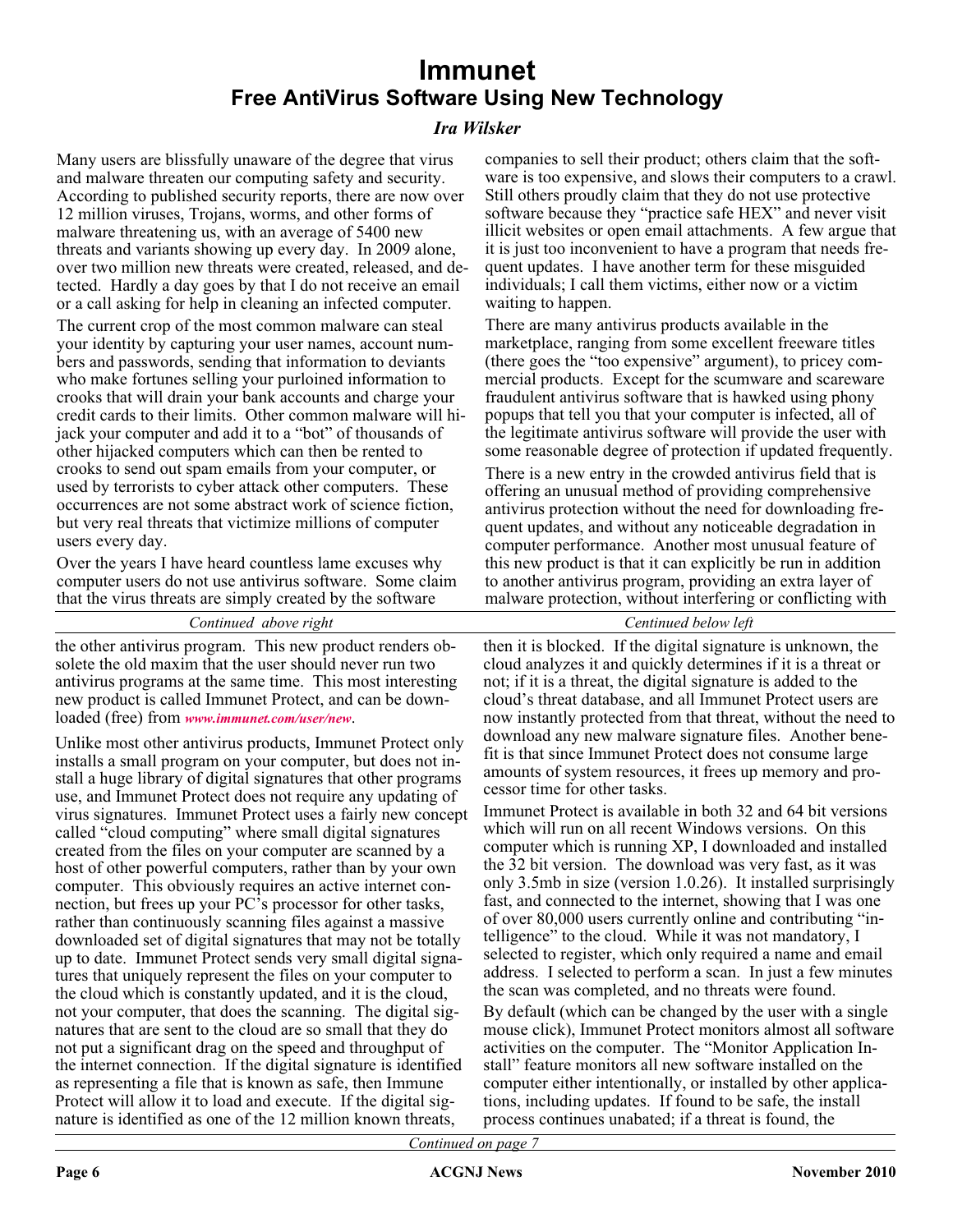# Immunet

## Free AntiVirus Software Using New Technology

*Ira Wilsker*

Many users are blissfully unaware of the degree that virus and malware threaten our computing safety and security. According to published security reports, there are now over 12 million viruses, Trojans, worms, and other forms of malware threatening us, with an average of 5400 new threats and variants showing up every day. In 2009 alone, over two million new threats were created, released, and detected. Hardly a day goes by that I do not receive an email or a call asking for help in cleaning an infected computer.

The current crop of the most common malware can steal your identity by capturing your user names, account numbers and passwords, sending that information to deviants who make fortunes selling your purloined information to crooks that will drain your bank accounts and charge your credit cards to their limits. Other common malware will hijack your computer and add it to a "bot" of thousands of other hijacked computers which can then be rented to crooks to send out spam emails from your computer, or used by terrorists to cyber attack other computers. These occurrences are not some abstract work of science fiction, but very real threats that victimize millions of computer users every day.

Over the years I have heard countless lame excuses why computer users do not use antivirus software. Some claim that the virus threats are simply created by the software companies to sell their product; others claim that the software is too expensive, and slows their computers to a crawl. Still others proudly claim that they do not use protective software because they "practice safe HEX" and never visit illicit websites or open email attachments. A few argue that it is just too inconvenient to have a program that needs frequent updates. I have another term for these misguided individuals; I call them victims, either now or a victim waiting to happen.

There are many antivirus products available in the marketplace, ranging from some excellent freeware titles (there goes the "too expensive" argument), to pricey commercial products. Except for the scumware and scareware fraudulent antivirus software that is hawked using phony popups that tell you that your computer is infected, all of the legitimate antivirus software will provide the user with some reasonable degree of protection if updated frequently.

There is a new entry in the crowded antivirus field that is offering an unusual method of providing comprehensive antivirus protection without the need for downloading frequent updates, and without any noticeable degradation in computer performance. Another most unusual feature of this new product is that it can explicitly be run in addition to another antivirus program, providing an extra layer of malware protection, without interfering or conflicting with the other antivirus program. This new product renders obsolete the old maxim that the user should never run two antivirus programs at the same time. This most interesting new product is called Immunet Protect, and can be downloaded (free) from *www.immunet.com/user/new*.

Unlike most other antivirus products, Immunet Protect only installs a small program on your computer, but does not install a huge library of digital signatures that other programs use, and Immunet Protect does not require any updating of virus signatures. Immunet Protect uses a fairly new concept called "cloud computing" where small digital signatures created from the files on your computer are scanned by a host of other powerful computers, rather than by your own computer. This obviously requires an active internet connection, but frees up your PC's processor for other tasks, rather than continuously scanning files against a massive downloaded set of digital signatures that may not be totally up to date. Immunet Protect sends very small digital signatures that uniquely represent the files on your computer to the cloud which is constantly updated, and it is the cloud, not your computer, that does the scanning. The digital signatures that are sent to the cloud are so small that they do not put a significant drag on the speed and throughput of the internet connection. If the digital signature is identified as representing a file that is known as safe, then Immune Protect will allow it to load and execute. If the digital signature is identified as one of the 12 million known threats, then it is blocked. If the digital signature is unknown, the cloud analyzes it and quickly determines if it is a threat or not; if it is a threat, the digital signature is added to the cloud's threat database, and all Immunet Protect users are now instantly protected from that threat, without the need to download any new malware signature files. Another benefit is that since Immunet Protect does not consume large amounts of system resources, it frees up memory and processor time for other tasks.

Immunet Protect is available in both 32 and 64 bit versions which will run on all recent Windows versions. On this computer which is running XP, I downloaded and installed the 32 bit version. The download was very fast, as it was only 3.5mb in size (version 1.0.26). It installed surprisingly fast, and connected to the internet, showing that I was one of over 80,000 users currently online and contributing "intelligence" to the cloud. While it was not mandatory, I selected to register, which only required a name and email address. I selected to perform a scan. In just a few minutes the scan was completed, and no threats were found.

By default (which can be changed by the user with a single mouse click), Immunet Protect monitors almost all software activities on the computer. The "Monitor Application Install" feature monitors all new software installed on the computer either intentionally, or installed by other applications, including updates. If found to be safe, the install process continues unabated; if a threat is found, the

*Continued on page 7*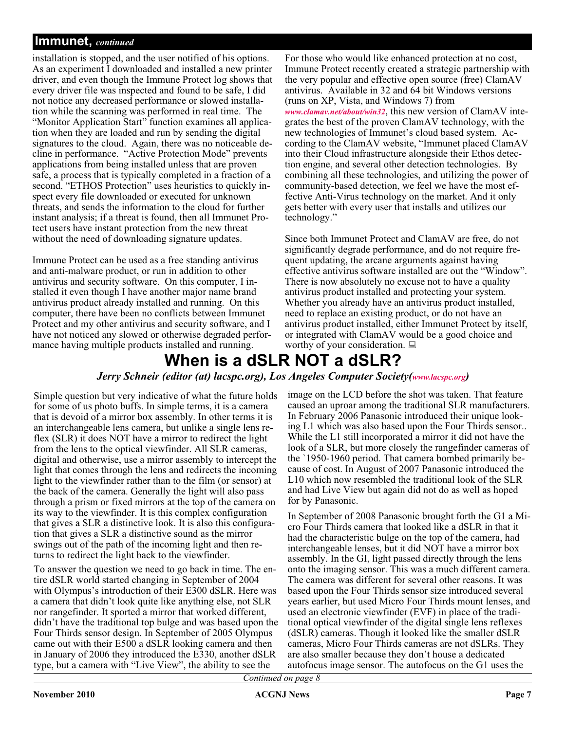## Immunet, *continued*

installation is stopped, and the user notified of his options. As an experiment I downloaded and installed a new printer driver, and even though the Immune Protect log shows that every driver file was inspected and found to be safe, I did not notice any decreased performance or slowed installation while the scanning was performed in real time. The "Monitor Application Start" function examines all application when they are loaded and run by sending the digital signatures to the cloud. Again, there was no noticeable decline in performance. "Active Protection Mode" prevents applications from being installed unless that are proven safe, a process that is typically completed in a fraction of a second. "ETHOS Protection" uses heuristics to quickly inspect every file downloaded or executed for unknown threats, and sends the information to the cloud for further instant analysis; if a threat is found, then all Immunet Protect users have instant protection from the new threat without the need of downloading signature updates.

Immune Protect can be used as a free standing antivirus and anti-malware product, or run in addition to other antivirus and security software. On this computer, I installed it even though I have another major name brand antivirus product already installed and running. On this computer, there have been no conflicts between Immunet Protect and my other antivirus and security software, and I have not noticed any slowed or otherwise degraded performance having multiple products installed and running.

For those who would like enhanced protection at no cost, Immune Protect recently created a strategic partnership with the very popular and effective open source (free) ClamAV antivirus. Available in 32 and 64 bit Windows versions (runs on XP, Vista, and Windows 7) from *www.clamav.net/about/win32*, this new version of ClamAV integrates the best of the proven ClamAV technology, with the new technologies of Immunet's cloud based system. According to the ClamAV website, "Immunet placed ClamAV into their Cloud infrastructure alongside their Ethos detection engine, and several other detection technologies. By combining all these technologies, and utilizing the power of community-based detection, we feel we have the most effective Anti-Virus technology on the market. And it only gets better with every user that installs and utilizes our technology."

Since both Immunet Protect and ClamAV are free, do not significantly degrade performance, and do not require frequent updating, the arcane arguments against having effective antivirus software installed are out the "Window". There is now absolutely no excuse not to have a quality antivirus product installed and protecting your system. Whether you already have an antivirus product installed, need to replace an existing product, or do not have an antivirus product installed, either Immunet Protect by itself, or integrated with ClamAV would be a good choice and worthy of your consideration.

# When is a dSLR NOT a dSLR?

***Jerry Schneir (editor (at) lacspc.org), Los Angeles Computer Society(www.lacspc.org)***

Simple question but very indicative of what the future holds for some of us photo buffs. In simple terms, it is a camera that is devoid of a mirror box assembly. In other terms it is an interchangeable lens camera, but unlike a single lens reflex (SLR) it does NOT have a mirror to redirect the light from the lens to the optical viewfinder. All SLR cameras, digital and otherwise, use a mirror assembly to intercept the light that comes through the lens and redirects the incoming light to the viewfinder rather than to the film (or sensor) at the back of the camera. Generally the light will also pass through a prism or fixed mirrors at the top of the camera on its way to the viewfinder. It is this complex configuration that gives a SLR a distinctive look. It is also this configuration that gives a SLR a distinctive sound as the mirror swings out of the path of the incoming light and then returns to redirect the light back to the viewfinder.

To answer the question we need to go back in time. The entire dSLR world started changing in September of 2004 with Olympus's introduction of their E300 dSLR. Here was a camera that didn't look quite like anything else, not SLR nor rangefinder. It sported a mirror that worked different, didn't have the traditional top bulge and was based upon the Four Thirds sensor design. In September of 2005 Olympus came out with their E500 a dSLR looking camera and then in January of 2006 they introduced the E330, another dSLR type, but a camera with "Live View", the ability to see the image on the LCD before the shot was taken. That feature caused an uproar among the traditional SLR manufacturers. In February 2006 Panasonic introduced their unique looking L1 which was also based upon the Four Thirds sensor.. While the L1 still incorporated a mirror it did not have the look of a SLR, but more closely the rangefinder cameras of the `1950-1960 period. That camera bombed primarily because of cost. In August of 2007 Panasonic introduced the L10 which now resembled the traditional look of the SLR and had Live View but again did not do as well as hoped for by Panasonic.

In September of 2008 Panasonic brought forth the G1 a Micro Four Thirds camera that looked like a dSLR in that it had the characteristic bulge on the top of the camera, had interchangeable lenses, but it did NOT have a mirror box assembly. In the GI, light passed directly through the lens onto the imaging sensor. This was a much different camera. The camera was different for several other reasons. It was based upon the Four Thirds sensor size introduced several years earlier, but used Micro Four Thirds mount lenses, and used an electronic viewfinder (EVF) in place of the traditional optical viewfinder of the digital single lens reflexes (dSLR) cameras. Though it looked like the smaller dSLR cameras, Micro Four Thirds cameras are not dSLRs. They are also smaller because they don't house a dedicated autofocus image sensor. The autofocus on the G1 uses the

*Continued on page 8*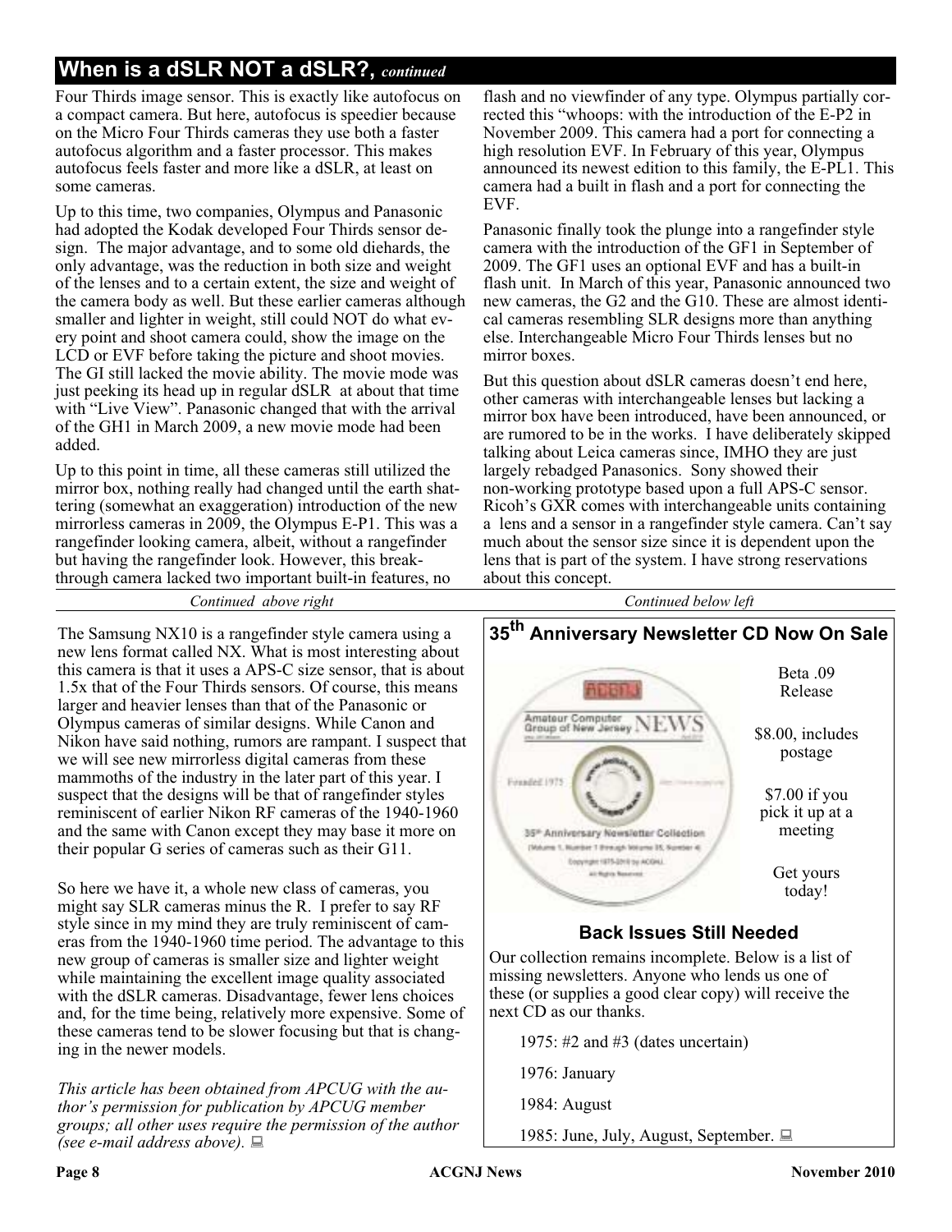## When is a dSLR NOT a dSLR?, *continued*

Four Thirds image sensor. This is exactly like autofocus on a compact camera. But here, autofocus is speedier because on the Micro Four Thirds cameras they use both a faster autofocus algorithm and a faster processor. This makes autofocus feels faster and more like a dSLR, at least on some cameras.

Up to this time, two companies, Olympus and Panasonic had adopted the Kodak developed Four Thirds sensor design. The major advantage, and to some old diehards, the only advantage, was the reduction in both size and weight of the lenses and to a certain extent, the size and weight of the camera body as well. But these earlier cameras although smaller and lighter in weight, still could NOT do what every point and shoot camera could, show the image on the LCD or EVF before taking the picture and shoot movies. The GI still lacked the movie ability. The movie mode was just peeking its head up in regular dSLR at about that time with "Live View". Panasonic changed that with the arrival of the GH1 in March 2009, a new movie mode had been added.

Up to this point in time, all these cameras still utilized the mirror box, nothing really had changed until the earth shattering (somewhat an exaggeration) introduction of the new mirrorless cameras in 2009, the Olympus E-P1. This was a rangefinder looking camera, albeit, without a rangefinder but having the rangefinder look. However, this breakthrough camera lacked two important built-in features, no flash and no viewfinder of any type. Olympus partially corrected this "whoops: with the introduction of the E-P2 in November 2009. This camera had a port for connecting a high resolution EVF. In February of this year, Olympus announced its newest edition to this family, the E-PL1. This camera had a built in flash and a port for connecting the EVF.

Panasonic finally took the plunge into a rangefinder style camera with the introduction of the GF1 in September of 2009. The GF1 uses an optional EVF and has a built-in flash unit. In March of this year, Panasonic announced two new cameras, the G2 and the G10. These are almost identical cameras resembling SLR designs more than anything else. Interchangeable Micro Four Thirds lenses but no mirror boxes.

But this question about dSLR cameras doesn't end here, other cameras with interchangeable lenses but lacking a mirror box have been introduced, have been announced, or are rumored to be in the works. I have deliberately skipped talking about Leica cameras since, IMHO they are just largely rebadged Panasonics. Sony showed their non-working prototype based upon a full APS-C sensor. Ricoh's GXR comes with interchangeable units containing a lens and a sensor in a rangefinder style camera. Can't say much about the sensor size since it is dependent upon the lens that is part of the system. I have strong reservations about this concept.

The Samsung NX10 is a rangefinder style camera using a new lens format called NX. What is most interesting about this camera is that it uses a APS-C size sensor, that is about 1.5x that of the Four Thirds sensors. Of course, this means larger and heavier lenses than that of the Panasonic or Olympus cameras of similar designs. While Canon and Nikon have said nothing, rumors are rampant. I suspect that we will see new mirrorless digital cameras from these mammoths of the industry in the later part of this year. I suspect that the designs will be that of rangefinder styles reminiscent of earlier Nikon RF cameras of the 1940-1960 and the same with Canon except they may base it more on their popular G series of cameras such as their G11.

So here we have it, a whole new class of cameras, you might say SLR cameras minus the R. I prefer to say RF style since in my mind they are truly reminiscent of cameras from the 1940-1960 time period. The advantage to this new group of cameras is smaller size and lighter weight while maintaining the excellent image quality associated with the dSLR cameras. Disadvantage, fewer lens choices and, for the time being, relatively more expensive. Some of these cameras tend to be slower focusing but that is changing in the newer models.

*This article has been obtained from APCUG with the author's permission for publication by APCUG member groups; all other uses require the permission of the author (see e-mail address above).*

## 35th Anniversary Newsletter CD Now On Sale

Beta .09 Release

$8.00, includes postage

$7.00 if you pick it up at a meeting

Get yours today!

### Back Issues Still Needed

Our collection remains incomplete. Below is a list of missing newsletters. Anyone who lends us one of these (or supplies a good clear copy) will receive the next CD as our thanks.

1975: #2 and #3 (dates uncertain)

1976: January

1984: August

1985: June, July, August, September.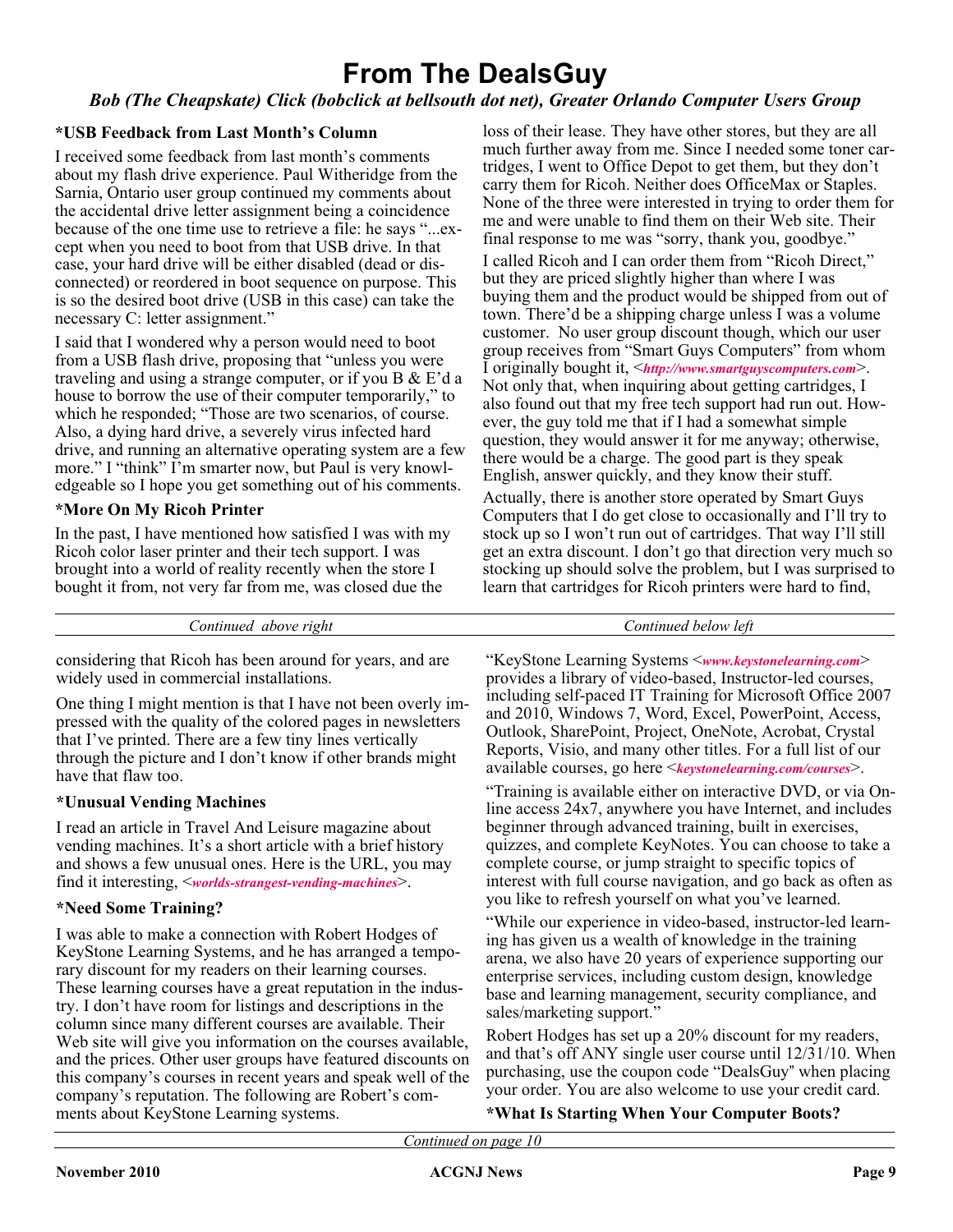# From The DealsGuy

*Bob (The Cheapskate) Click (bobclick at bellsouth dot net), Greater Orlando Computer Users Group*

**\*USB Feedback from Last Month's Column**

I received some feedback from last month's comments about my flash drive experience. Paul Witheridge from the Sarnia, Ontario user group continued my comments about the accidental drive letter assignment being a coincidence because of the one time use to retrieve a file: he says "...except when you need to boot from that USB drive. In that case, your hard drive will be either disabled (dead or disconnected) or reordered in boot sequence on purpose. This is so the desired boot drive (USB in this case) can take the necessary C: letter assignment."

I said that I wondered why a person would need to boot from a USB flash drive, proposing that "unless you were traveling and using a strange computer, or if you B & E'd a house to borrow the use of their computer temporarily," to which he responded; "Those are two scenarios, of course. Also, a dying hard drive, a severely virus infected hard drive, and running an alternative operating system are a few more." I "think" I'm smarter now, but Paul is very knowledgeable so I hope you get something out of his comments.

**\*More On My Ricoh Printer**

In the past, I have mentioned how satisfied I was with my Ricoh color laser printer and their tech support. I was brought into a world of reality recently when the store I bought it from, not very far from me, was closed due the loss of their lease. They have other stores, but they are all much further away from me. Since I needed some toner cartridges, I went to Office Depot to get them, but they don't carry them for Ricoh. Neither does OfficeMax or Staples. None of the three were interested in trying to order them for me and were unable to find them on their Web site. Their final response to me was "sorry, thank you, goodbye."

I called Ricoh and I can order them from "Ricoh Direct," but they are priced slightly higher than where I was buying them and the product would be shipped from out of town. There'd be a shipping charge unless I was a volume customer. No user group discount though, which our user group receives from "Smart Guys Computers" from whom I originally bought it, <*http://www.smartguyscomputers.com*>. Not only that, when inquiring about getting cartridges, I also found out that my free tech support had run out. However, the guy told me that if I had a somewhat simple question, they would answer it for me anyway; otherwise, there would be a charge. The good part is they speak English, answer quickly, and they know their stuff.

Actually, there is another store operated by Smart Guys Computers that I do get close to occasionally and I'll try to stock up so I won't run out of cartridges. That way I'll still get an extra discount. I don't go that direction very much so stocking up should solve the problem, but I was surprised to learn that cartridges for Ricoh printers were hard to find, considering that Ricoh has been around for years, and are widely used in commercial installations.

One thing I might mention is that I have not been overly impressed with the quality of the colored pages in newsletters that I've printed. There are a few tiny lines vertically through the picture and I don't know if other brands might have that flaw too.

**\*Unusual Vending Machines**

I read an article in Travel And Leisure magazine about vending machines. It's a short article with a brief history and shows a few unusual ones. Here is the URL, you may find it interesting, <*worlds-strangest-vending-machines*>.

**\*Need Some Training?**

I was able to make a connection with Robert Hodges of KeyStone Learning Systems, and he has arranged a temporary discount for my readers on their learning courses. These learning courses have a great reputation in the industry. I don't have room for listings and descriptions in the column since many different courses are available. Their Web site will give you information on the courses available, and the prices. Other user groups have featured discounts on this company's courses in recent years and speak well of the company's reputation. The following are Robert's comments about KeyStone Learning systems.

"KeyStone Learning Systems <*www.keystonelearning.com*> provides a library of video-based, Instructor-led courses, including self-paced IT Training for Microsoft Office 2007 and 2010, Windows 7, Word, Excel, PowerPoint, Access, Outlook, SharePoint, Project, OneNote, Acrobat, Crystal Reports, Visio, and many other titles. For a full list of our available courses, go here <*keystonelearning.com/courses*>.

"Training is available either on interactive DVD, or via Online access 24x7, anywhere you have Internet, and includes beginner through advanced training, built in exercises, quizzes, and complete KeyNotes. You can choose to take a complete course, or jump straight to specific topics of interest with full course navigation, and go back as often as you like to refresh yourself on what you've learned.

"While our experience in video-based, instructor-led learning has given us a wealth of knowledge in the training arena, we also have 20 years of experience supporting our enterprise services, including custom design, knowledge base and learning management, security compliance, and sales/marketing support."

Robert Hodges has set up a 20% discount for my readers, and that's off ANY single user course until 12/31/10. When purchasing, use the coupon code "DealsGuy" when placing your order. You are also welcome to use your credit card.

**\*What Is Starting When Your Computer Boots?**

*Continued on page 10*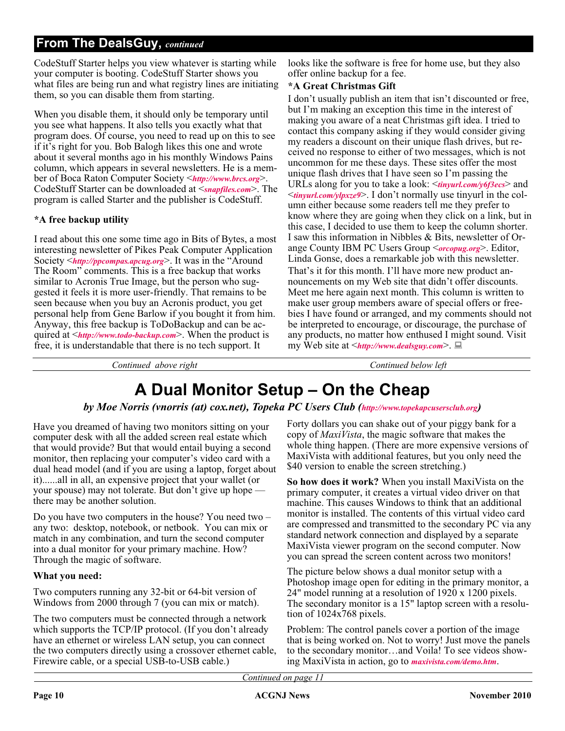## From The DealsGuy, *continued*

CodeStuff Starter helps you view whatever is starting while your computer is booting. CodeStuff Starter shows you what files are being run and what registry lines are initiating them, so you can disable them from starting.

When you disable them, it should only be temporary until you see what happens. It also tells you exactly what that program does. Of course, you need to read up on this to see if it's right for you. Bob Balogh likes this one and wrote about it several months ago in his monthly Windows Pains column, which appears in several newsletters. He is a member of Boca Raton Computer Society <*http://www.brcs.org*>. CodeStuff Starter can be downloaded at <*snapfiles.com*>. The program is called Starter and the publisher is CodeStuff.

**\*A free backup utility**

I read about this one some time ago in Bits of Bytes, a most interesting newsletter of Pikes Peak Computer Application Society <*http://ppcompas.apcug.org*>. It was in the "Around The Room" comments. This is a free backup that works similar to Acronis True Image, but the person who suggested it feels it is more user-friendly. That remains to be seen because when you buy an Acronis product, you get personal help from Gene Barlow if you bought it from him. Anyway, this free backup is ToDoBackup and can be acquired at <*http://www.todo-backup.com*>. When the product is free, it is understandable that there is no tech support. It looks like the software is free for home use, but they also offer online backup for a fee.

**\*A Great Christmas Gift**

I don't usually publish an item that isn't discounted or free, but I'm making an exception this time in the interest of making you aware of a neat Christmas gift idea. I tried to contact this company asking if they would consider giving my readers a discount on their unique flash drives, but received no response to either of two messages, which is not uncommon for me these days. These sites offer the most unique flash drives that I have seen so I'm passing the URLs along for you to take a look: <*tinyurl.com/y6f3ecs*> and <*tinyurl.com/ylpxze9*>. I don't normally use tinyurl in the column either because some readers tell me they prefer to know where they are going when they click on a link, but in this case, I decided to use them to keep the column shorter. I saw this information in Nibbles & Bits, newsletter of Orange County IBM PC Users Group <*orcopug.org*>. Editor, Linda Gonse, does a remarkable job with this newsletter.

That's it for this month. I'll have more new product announcements on my Web site that didn't offer discounts. Meet me here again next month. This column is written to make user group members aware of special offers or freebies I have found or arranged, and my comments should not be interpreted to encourage, or discourage, the purchase of any products, no matter how enthused I might sound. Visit my Web site at <*http://www.dealsguy.com*>.

# A Dual Monitor Setup – On the Cheap

***by Moe Norris (vnorris (at) cox.net), Topeka PC Users Club (http://www.topekapcusersclub.org)***

Have you dreamed of having two monitors sitting on your computer desk with all the added screen real estate which that would provide? But that would entail buying a second monitor, then replacing your computer's video card with a dual head model (and if you are using a laptop, forget about it)......all in all, an expensive project that your wallet (or your spouse) may not tolerate. But don't give up hope — there may be another solution.

Do you have two computers in the house? You need two – any two: desktop, notebook, or netbook. You can mix or match in any combination, and turn the second computer into a dual monitor for your primary machine. How? Through the magic of software.

**What you need:**

Two computers running any 32-bit or 64-bit version of Windows from 2000 through 7 (you can mix or match).

The two computers must be connected through a network which supports the TCP/IP protocol. (If you don't already have an ethernet or wireless LAN setup, you can connect the two computers directly using a crossover ethernet cable, Firewire cable, or a special USB-to-USB cable.)

Forty dollars you can shake out of your piggy bank for a copy of *MaxiVista*, the magic software that makes the whole thing happen. (There are more expensive versions of MaxiVista with additional features, but you only need the $40 version to enable the screen stretching.)

**So how does it work?** When you install MaxiVista on the primary computer, it creates a virtual video driver on that machine. This causes Windows to think that an additional monitor is installed. The contents of this virtual video card are compressed and transmitted to the secondary PC via any standard network connection and displayed by a separate MaxiVista viewer program on the second computer. Now you can spread the screen content across two monitors!

The picture below shows a dual monitor setup with a Photoshop image open for editing in the primary monitor, a 24" model running at a resolution of 1920 x 1200 pixels. The secondary monitor is a 15" laptop screen with a resolution of 1024x768 pixels.

Problem: The control panels cover a portion of the image that is being worked on. Not to worry! Just move the panels to the secondary monitor…and Voila! To see videos showing MaxiVista in action, go to *maxivista.com/demo.htm*.

*Continued on page 11*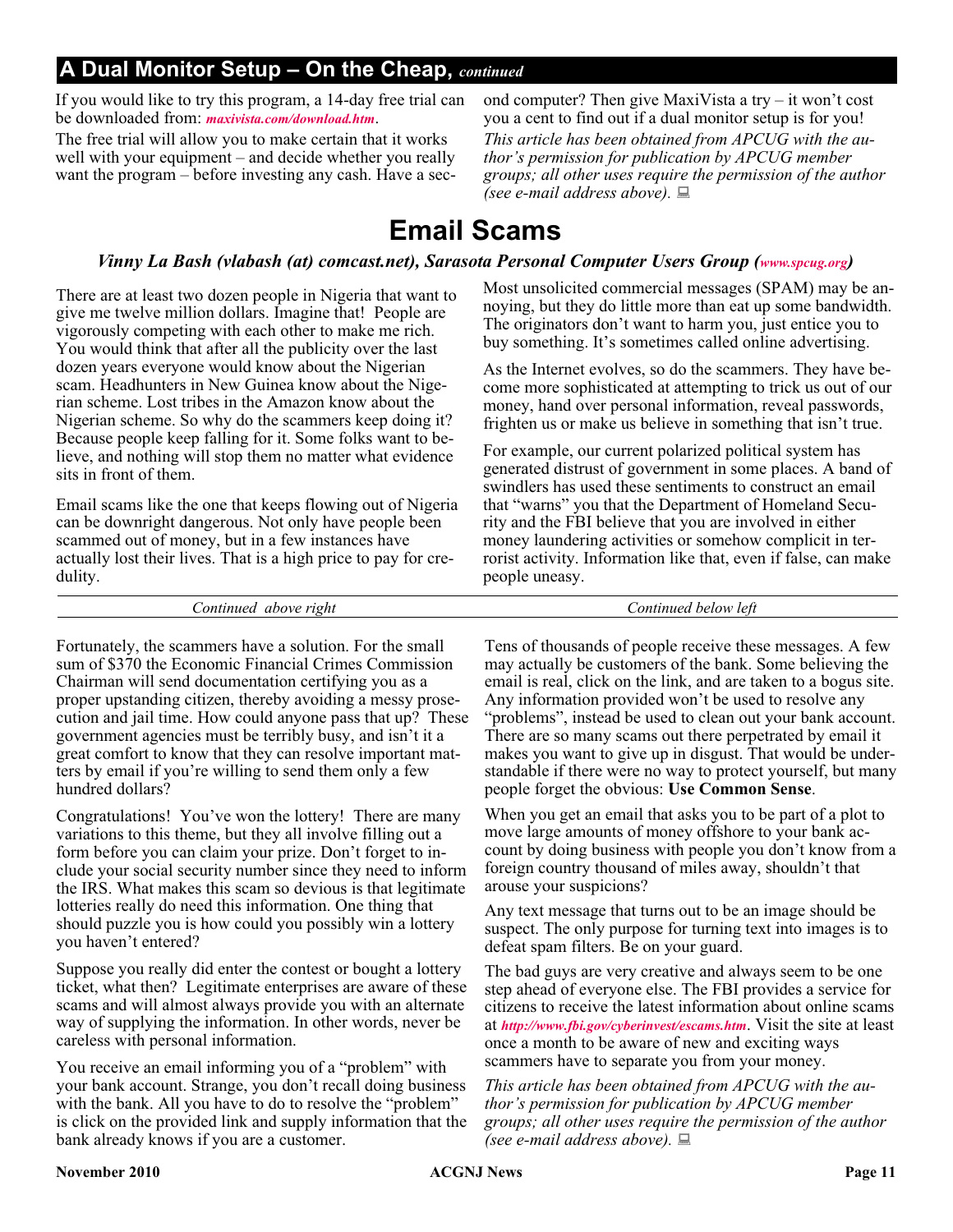## A Dual Monitor Setup – On the Cheap, *continued*

If you would like to try this program, a 14-day free trial can be downloaded from: *maxivista.com/download.htm*.

The free trial will allow you to make certain that it works well with your equipment – and decide whether you really want the program – before investing any cash. Have a second computer? Then give MaxiVista a try – it won't cost you a cent to find out if a dual monitor setup is for you!

*This article has been obtained from APCUG with the author's permission for publication by APCUG member groups; all other uses require the permission of the author (see e-mail address above).*

# Email Scams

***Vinny La Bash (vlabash (at) comcast.net), Sarasota Personal Computer Users Group (www.spcug.org)***

There are at least two dozen people in Nigeria that want to give me twelve million dollars. Imagine that! People are vigorously competing with each other to make me rich. You would think that after all the publicity over the last dozen years everyone would know about the Nigerian scam. Headhunters in New Guinea know about the Nigerian scheme. Lost tribes in the Amazon know about the Nigerian scheme. So why do the scammers keep doing it? Because people keep falling for it. Some folks want to believe, and nothing will stop them no matter what evidence sits in front of them.

Email scams like the one that keeps flowing out of Nigeria can be downright dangerous. Not only have people been scammed out of money, but in a few instances have actually lost their lives. That is a high price to pay for credulity.

Most unsolicited commercial messages (SPAM) may be annoying, but they do little more than eat up some bandwidth. The originators don't want to harm you, just entice you to buy something. It's sometimes called online advertising.

As the Internet evolves, so do the scammers. They have become more sophisticated at attempting to trick us out of our money, hand over personal information, reveal passwords, frighten us or make us believe in something that isn't true.

For example, our current polarized political system has generated distrust of government in some places. A band of swindlers has used these sentiments to construct an email that "warns" you that the Department of Homeland Security and the FBI believe that you are involved in either money laundering activities or somehow complicit in terrorist activity. Information like that, even if false, can make people uneasy.

Fortunately, the scammers have a solution. For the small sum of $370 the Economic Financial Crimes Commission Chairman will send documentation certifying you as a proper upstanding citizen, thereby avoiding a messy prosecution and jail time. How could anyone pass that up? These government agencies must be terribly busy, and isn't it a great comfort to know that they can resolve important matters by email if you're willing to send them only a few hundred dollars?

Congratulations! You've won the lottery! There are many variations to this theme, but they all involve filling out a form before you can claim your prize. Don't forget to include your social security number since they need to inform the IRS. What makes this scam so devious is that legitimate lotteries really do need this information. One thing that should puzzle you is how could you possibly win a lottery you haven't entered?

Suppose you really did enter the contest or bought a lottery ticket, what then? Legitimate enterprises are aware of these scams and will almost always provide you with an alternate way of supplying the information. In other words, never be careless with personal information.

You receive an email informing you of a "problem" with your bank account. Strange, you don't recall doing business with the bank. All you have to do to resolve the "problem" is click on the provided link and supply information that the bank already knows if you are a customer.

Tens of thousands of people receive these messages. A few may actually be customers of the bank. Some believing the email is real, click on the link, and are taken to a bogus site. Any information provided won't be used to resolve any "problems", instead be used to clean out your bank account. There are so many scams out there perpetrated by email it makes you want to give up in disgust. That would be understandable if there were no way to protect yourself, but many people forget the obvious: **Use Common Sense**.

When you get an email that asks you to be part of a plot to move large amounts of money offshore to your bank account by doing business with people you don't know from a foreign country thousand of miles away, shouldn't that arouse your suspicions?

Any text message that turns out to be an image should be suspect. The only purpose for turning text into images is to defeat spam filters. Be on your guard.

The bad guys are very creative and always seem to be one step ahead of everyone else. The FBI provides a service for citizens to receive the latest information about online scams at *http://www.fbi.gov/cyberinvest/escams.htm*. Visit the site at least once a month to be aware of new and exciting ways scammers have to separate you from your money.

*This article has been obtained from APCUG with the author's permission for publication by APCUG member groups; all other uses require the permission of the author (see e-mail address above).*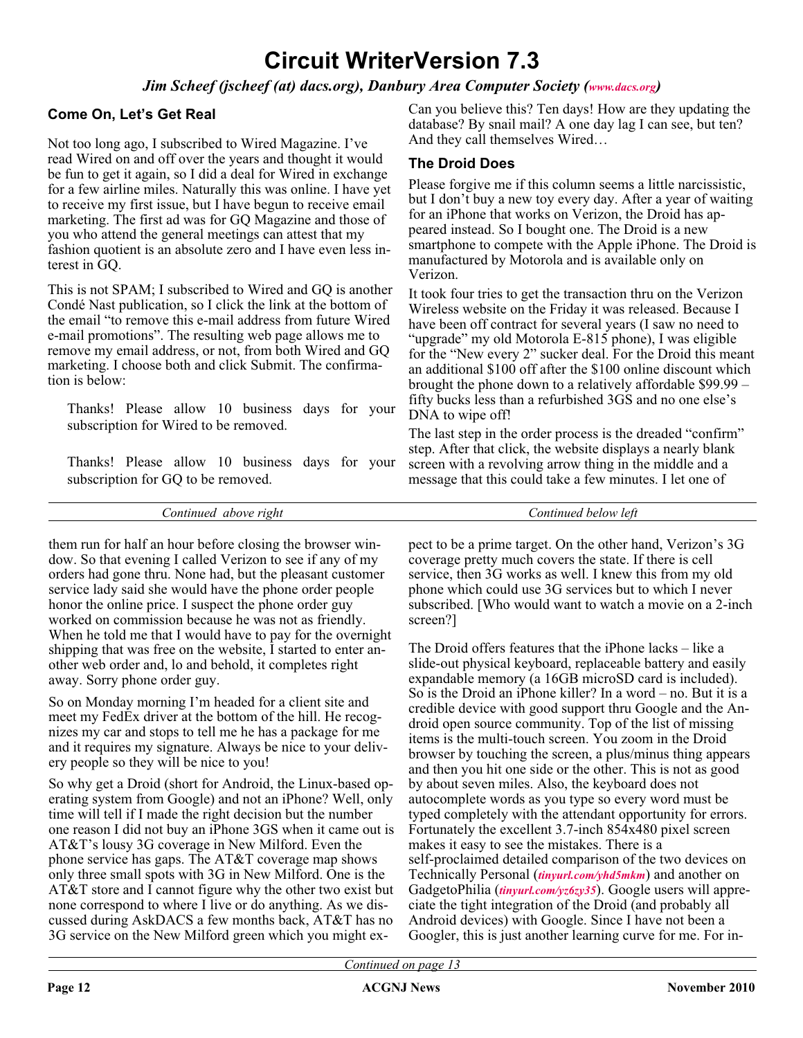# Circuit WriterVersion 7.3

*Jim Scheef (jscheef (at) dacs.org), Danbury Area Computer Society (www.dacs.org)*

### Come On, Let's Get Real

Not too long ago, I subscribed to Wired Magazine. I've read Wired on and off over the years and thought it would be fun to get it again, so I did a deal for Wired in exchange for a few airline miles. Naturally this was online. I have yet to receive my first issue, but I have begun to receive email marketing. The first ad was for GQ Magazine and those of you who attend the general meetings can attest that my fashion quotient is an absolute zero and I have even less interest in GQ.

This is not SPAM; I subscribed to Wired and GQ is another Condé Nast publication, so I click the link at the bottom of the email "to remove this e-mail address from future Wired e-mail promotions". The resulting web page allows me to remove my email address, or not, from both Wired and GQ marketing. I choose both and click Submit. The confirmation is below:

> Thanks! Please allow 10 business days for your subscription for Wired to be removed.
>
> Thanks! Please allow 10 business days for your subscription for GQ to be removed.

Can you believe this? Ten days! How are they updating the database? By snail mail? A one day lag I can see, but ten? And they call themselves Wired…

### The Droid Does

Please forgive me if this column seems a little narcissistic, but I don't buy a new toy every day. After a year of waiting for an iPhone that works on Verizon, the Droid has appeared instead. So I bought one. The Droid is a new smartphone to compete with the Apple iPhone. The Droid is manufactured by Motorola and is available only on Verizon.

It took four tries to get the transaction thru on the Verizon Wireless website on the Friday it was released. Because I have been off contract for several years (I saw no need to "upgrade" my old Motorola E-815 phone), I was eligible for the "New every 2" sucker deal. For the Droid this meant an additional $100 off after the $100 online discount which brought the phone down to a relatively affordable $99.99 – fifty bucks less than a refurbished 3GS and no one else's DNA to wipe off!

The last step in the order process is the dreaded "confirm" step. After that click, the website displays a nearly blank screen with a revolving arrow thing in the middle and a message that this could take a few minutes. I let one of them run for half an hour before closing the browser window. So that evening I called Verizon to see if any of my orders had gone thru. None had, but the pleasant customer service lady said she would have the phone order people honor the online price. I suspect the phone order guy worked on commission because he was not as friendly. When he told me that I would have to pay for the overnight shipping that was free on the website, I started to enter another web order and, lo and behold, it completes right away. Sorry phone order guy.

So on Monday morning I'm headed for a client site and meet my FedEx driver at the bottom of the hill. He recognizes my car and stops to tell me he has a package for me and it requires my signature. Always be nice to your delivery people so they will be nice to you!

So why get a Droid (short for Android, the Linux-based operating system from Google) and not an iPhone? Well, only time will tell if I made the right decision but the number one reason I did not buy an iPhone 3GS when it came out is AT&T's lousy 3G coverage in New Milford. Even the phone service has gaps. The AT&T coverage map shows only three small spots with 3G in New Milford. One is the AT&T store and I cannot figure why the other two exist but none correspond to where I live or do anything. As we discussed during AskDACS a few months back, AT&T has no 3G service on the New Milford green which you might expect to be a prime target. On the other hand, Verizon's 3G coverage pretty much covers the state. If there is cell service, then 3G works as well. I knew this from my old phone which could use 3G services but to which I never subscribed. [Who would want to watch a movie on a 2-inch screen?]

The Droid offers features that the iPhone lacks – like a slide-out physical keyboard, replaceable battery and easily expandable memory (a 16GB microSD card is included). So is the Droid an iPhone killer? In a word – no. But it is a credible device with good support thru Google and the Android open source community. Top of the list of missing items is the multi-touch screen. You zoom in the Droid browser by touching the screen, a plus/minus thing appears and then you hit one side or the other. This is not as good by about seven miles. Also, the keyboard does not autocomplete words as you type so every word must be typed completely with the attendant opportunity for errors. Fortunately the excellent 3.7-inch 854x480 pixel screen makes it easy to see the mistakes. There is a self-proclaimed detailed comparison of the two devices on Technically Personal (*tinyurl.com/yhd5mkm*) and another on GadgetoPhilia (*tinyurl.com/yz6zy35*). Google users will appreciate the tight integration of the Droid (and probably all Android devices) with Google. Since I have not been a Googler, this is just another learning curve for me. For in-

*Continued on page 13*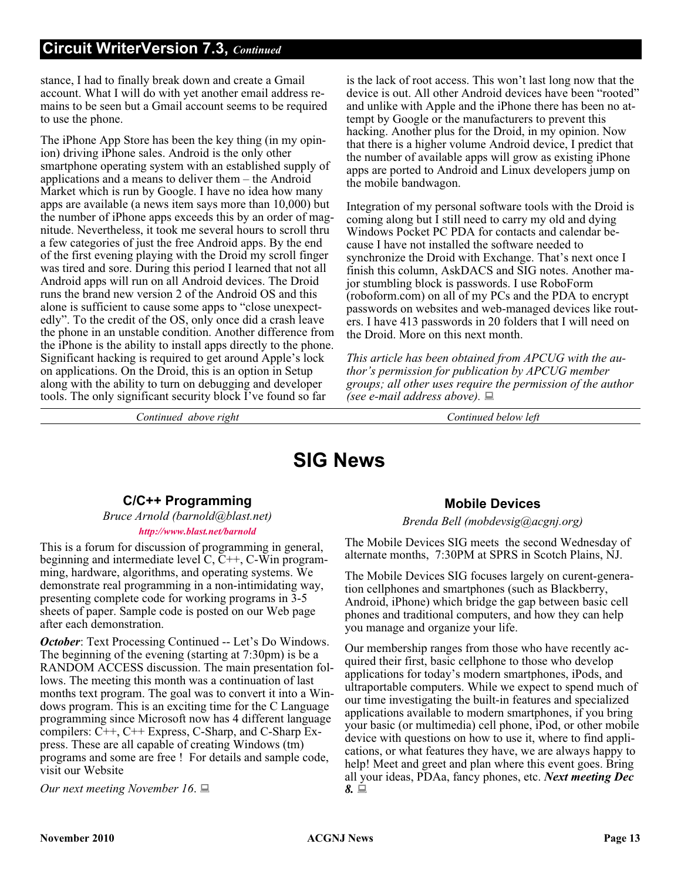## Circuit WriterVersion 7.3, *Continued*

stance, I had to finally break down and create a Gmail account. What I will do with yet another email address remains to be seen but a Gmail account seems to be required to use the phone.

The iPhone App Store has been the key thing (in my opinion) driving iPhone sales. Android is the only other smartphone operating system with an established supply of applications and a means to deliver them – the Android Market which is run by Google. I have no idea how many apps are available (a news item says more than 10,000) but the number of iPhone apps exceeds this by an order of magnitude. Nevertheless, it took me several hours to scroll thru a few categories of just the free Android apps. By the end of the first evening playing with the Droid my scroll finger was tired and sore. During this period I learned that not all Android apps will run on all Android devices. The Droid runs the brand new version 2 of the Android OS and this alone is sufficient to cause some apps to "close unexpectedly". To the credit of the OS, only once did a crash leave the phone in an unstable condition. Another difference from the iPhone is the ability to install apps directly to the phone. Significant hacking is required to get around Apple's lock on applications. On the Droid, this is an option in Setup along with the ability to turn on debugging and developer tools. The only significant security block I've found so far is the lack of root access. This won't last long now that the device is out. All other Android devices have been "rooted" and unlike with Apple and the iPhone there has been no attempt by Google or the manufacturers to prevent this hacking. Another plus for the Droid, in my opinion. Now that there is a higher volume Android device, I predict that the number of available apps will grow as existing iPhone apps are ported to Android and Linux developers jump on the mobile bandwagon.

Integration of my personal software tools with the Droid is coming along but I still need to carry my old and dying Windows Pocket PC PDA for contacts and calendar because I have not installed the software needed to synchronize the Droid with Exchange. That's next once I finish this column, AskDACS and SIG notes. Another major stumbling block is passwords. I use RoboForm (roboform.com) on all of my PCs and the PDA to encrypt passwords on websites and web-managed devices like routers. I have 413 passwords in 20 folders that I will need on the Droid. More on this next month.

*This article has been obtained from APCUG with the author's permission for publication by APCUG member groups; all other uses require the permission of the author (see e-mail address above).*

# SIG News

### C/C++ Programming

*Bruce Arnold (barnold@blast.net)*

***http://www.blast.net/barnold***

This is a forum for discussion of programming in general, beginning and intermediate level C, C++, C-Win programming, hardware, algorithms, and operating systems. We demonstrate real programming in a non-intimidating way, presenting complete code for working programs in 3-5 sheets of paper. Sample code is posted on our Web page after each demonstration.

***October***: Text Processing Continued -- Let's Do Windows. The beginning of the evening (starting at 7:30pm) is be a RANDOM ACCESS discussion. The main presentation follows. The meeting this month was a continuation of last months text program. The goal was to convert it into a Windows program. This is an exciting time for the C Language programming since Microsoft now has 4 different language compilers: C++, C++ Express, C-Sharp, and C-Sharp Express. These are all capable of creating Windows (tm) programs and some are free ! For details and sample code, visit our Website

*Our next meeting November 16*.

### Mobile Devices

*Brenda Bell (mobdevsig@acgnj.org)*

The Mobile Devices SIG meets the second Wednesday of alternate months, 7:30PM at SPRS in Scotch Plains, NJ.

The Mobile Devices SIG focuses largely on curent-generation cellphones and smartphones (such as Blackberry, Android, iPhone) which bridge the gap between basic cell phones and traditional computers, and how they can help you manage and organize your life.

Our membership ranges from those who have recently acquired their first, basic cellphone to those who develop applications for today's modern smartphones, iPods, and ultraportable computers. While we expect to spend much of our time investigating the built-in features and specialized applications available to modern smartphones, if you bring your basic (or multimedia) cell phone, iPod, or other mobile device with questions on how to use it, where to find applications, or what features they have, we are always happy to help! Meet and greet and plan where this event goes. Bring all your ideas, PDAa, fancy phones, etc. ***Next meeting Dec 8.***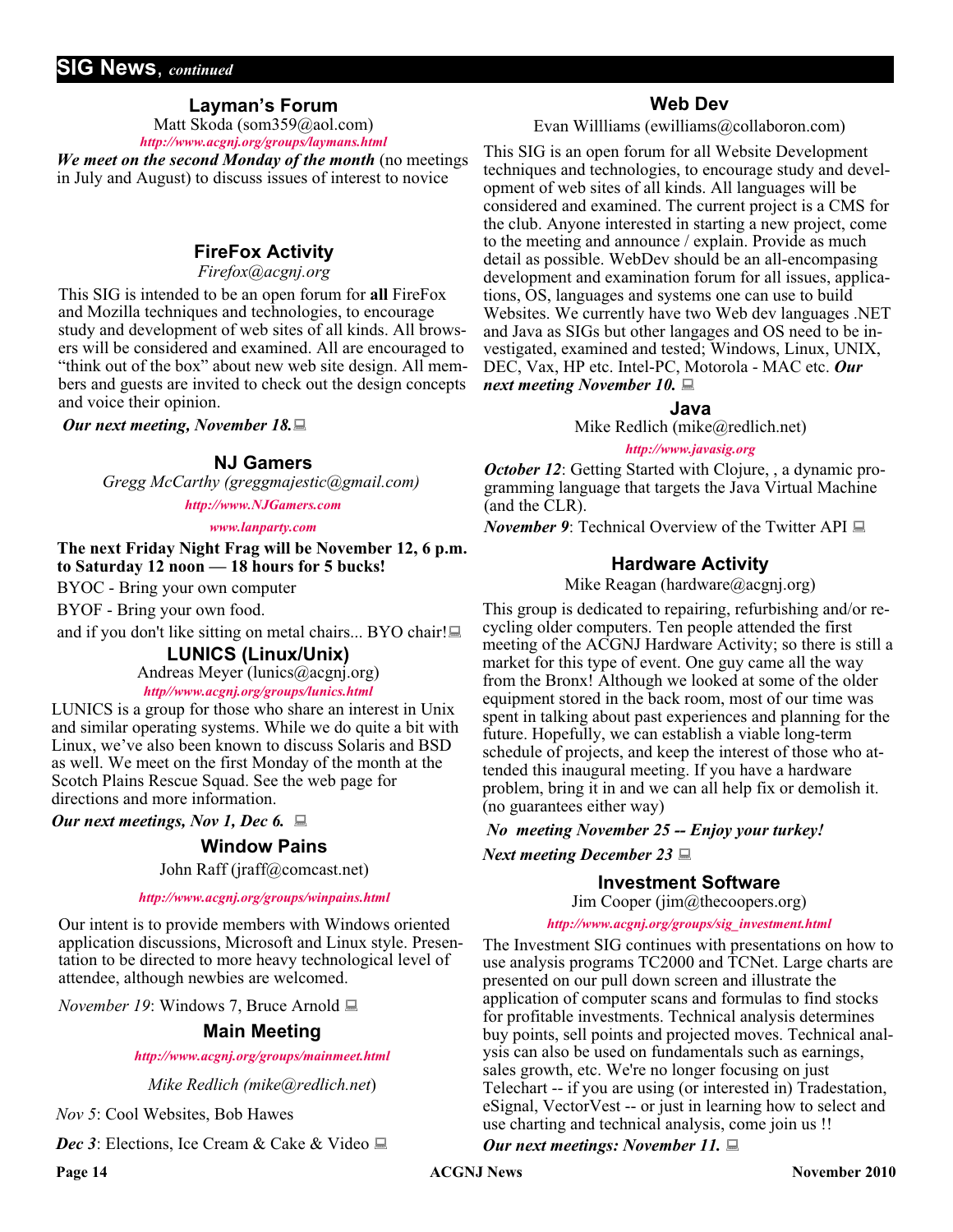## SIG News, *continued*

### Layman's Forum

Matt Skoda (som359@aol.com)

***http://www.acgnj.org/groups/laymans.html***

***We meet on the second Monday of the month*** (no meetings in July and August) to discuss issues of interest to novice

### FireFox Activity

*Firefox@acgnj.org*

This SIG is intended to be an open forum for **all** FireFox and Mozilla techniques and technologies, to encourage study and development of web sites of all kinds. All browsers will be considered and examined. All are encouraged to "think out of the box" about new web site design. All members and guests are invited to check out the design concepts and voice their opinion.

***Our next meeting, November 18.***

### NJ Gamers

*Gregg McCarthy (greggmajestic@gmail.com)*

***http://www.NJGamers.com***

***www.lanparty.com***

**The next Friday Night Frag will be November 12, 6 p.m. to Saturday 12 noon — 18 hours for 5 bucks!**

BYOC - Bring your own computer

BYOF - Bring your own food.

and if you don't like sitting on metal chairs... BYO chair!

### LUNICS (Linux/Unix)

Andreas Meyer (lunics@acgnj.org)

***http//www.acgnj.org/groups/lunics.html***

LUNICS is a group for those who share an interest in Unix and similar operating systems. While we do quite a bit with Linux, we've also been known to discuss Solaris and BSD as well. We meet on the first Monday of the month at the Scotch Plains Rescue Squad. See the web page for directions and more information.

***Our next meetings, Nov 1, Dec 6.***

### Window Pains

John Raff (jraff@comcast.net)

***http://www.acgnj.org/groups/winpains.html***

Our intent is to provide members with Windows oriented application discussions, Microsoft and Linux style. Presentation to be directed to more heavy technological level of attendee, although newbies are welcomed.

*November 19*: Windows 7, Bruce Arnold

### Main Meeting

***http://www.acgnj.org/groups/mainmeet.html***

*Mike Redlich (mike@redlich.net*)

*Nov 5*: Cool Websites, Bob Hawes

***Dec 3***: Elections, Ice Cream & Cake & Video

### Web Dev

Evan Willliams (ewilliams@collaboron.com)

This SIG is an open forum for all Website Development techniques and technologies, to encourage study and development of web sites of all kinds. All languages will be considered and examined. The current project is a CMS for the club. Anyone interested in starting a new project, come to the meeting and announce / explain. Provide as much detail as possible. WebDev should be an all-encompasing development and examination forum for all issues, applications, OS, languages and systems one can use to build Websites. We currently have two Web dev languages .NET and Java as SIGs but other langages and OS need to be investigated, examined and tested; Windows, Linux, UNIX, DEC, Vax, HP etc. Intel-PC, Motorola - MAC etc. ***Our next meeting November 10.***

### Java

Mike Redlich (mike@redlich.net)

***http://www.javasig.org***

***October 12***: Getting Started with Clojure, , a dynamic programming language that targets the Java Virtual Machine (and the CLR).

***November 9***: Technical Overview of the Twitter API

### Hardware Activity

Mike Reagan (hardware@acgnj.org)

This group is dedicated to repairing, refurbishing and/or recycling older computers. Ten people attended the first meeting of the ACGNJ Hardware Activity; so there is still a market for this type of event. One guy came all the way from the Bronx! Although we looked at some of the older equipment stored in the back room, most of our time was spent in talking about past experiences and planning for the future. Hopefully, we can establish a viable long-term schedule of projects, and keep the interest of those who attended this inaugural meeting. If you have a hardware problem, bring it in and we can all help fix or demolish it. (no guarantees either way)

***No meeting November 25 -- Enjoy your turkey!***

***Next meeting December 23***

### Investment Software

Jim Cooper (jim@thecoopers.org)

***http://www.acgnj.org/groups/sig_investment.html***

The Investment SIG continues with presentations on how to use analysis programs TC2000 and TCNet. Large charts are presented on our pull down screen and illustrate the application of computer scans and formulas to find stocks for profitable investments. Technical analysis determines buy points, sell points and projected moves. Technical analysis can also be used on fundamentals such as earnings, sales growth, etc. We're no longer focusing on just Telechart -- if you are using (or interested in) Tradestation, eSignal, VectorVest -- or just in learning how to select and use charting and technical analysis, come join us !!

***Our next meetings: November 11.***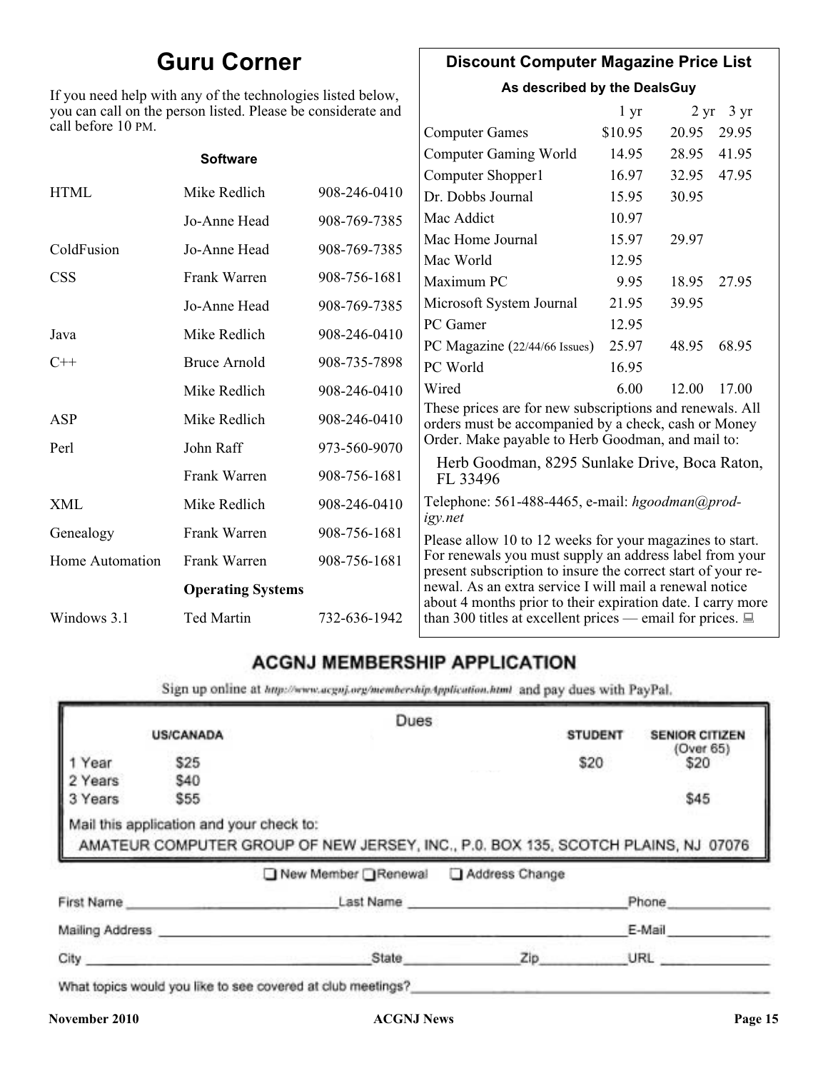# Guru Corner

If you need help with any of the technologies listed below, you can call on the person listed. Please be considerate and call before 10 PM.

| | **Software** | |
|---|---|---|
| HTML | Mike Redlich | 908-246-0410 |
| | Jo-Anne Head | 908-769-7385 |
| ColdFusion | Jo-Anne Head | 908-769-7385 |
| CSS | Frank Warren | 908-756-1681 |
| | Jo-Anne Head | 908-769-7385 |
| Java | Mike Redlich | 908-246-0410 |
| C++ | Bruce Arnold | 908-735-7898 |
| | Mike Redlich | 908-246-0410 |
| ASP | Mike Redlich | 908-246-0410 |
| Perl | John Raff | 973-560-9070 |
| | Frank Warren | 908-756-1681 |
| XML | Mike Redlich | 908-246-0410 |
| Genealogy | Frank Warren | 908-756-1681 |
| Home Automation | Frank Warren | 908-756-1681 |
| | **Operating Systems** | |
| Windows 3.1 | Ted Martin | 732-636-1942 |

## Discount Computer Magazine Price List

**As described by the DealsGuy**

| | 1 yr | 2 yr | 3 yr |
|---|---|---|---|
| Computer Games | $10.95 | 20.95 | 29.95 |
| Computer Gaming World | 14.95 | 28.95 | 41.95 |
| Computer Shopper1 | 16.97 | 32.95 | 47.95 |
| Dr. Dobbs Journal | 15.95 | 30.95 | |
| Mac Addict | 10.97 | | |
| Mac Home Journal | 15.97 | 29.97 | |
| Mac World | 12.95 | | |
| Maximum PC | 9.95 | 18.95 | 27.95 |
| Microsoft System Journal | 21.95 | 39.95 | |
| PC Gamer | 12.95 | | |
| PC Magazine (22/44/66 Issues) | 25.97 | 48.95 | 68.95 |
| PC World | 16.95 | | |
| Wired | 6.00 | 12.00 | 17.00 |

These prices are for new subscriptions and renewals. All orders must be accompanied by a check, cash or Money Order. Make payable to Herb Goodman, and mail to:

Herb Goodman, 8295 Sunlake Drive, Boca Raton, FL 33496

Telephone: 561-488-4465, e-mail: *hgoodman@prodigy.net*

Please allow 10 to 12 weeks for your magazines to start. For renewals you must supply an address label from your present subscription to insure the correct start of your renewal. As an extra service I will mail a renewal notice about 4 months prior to their expiration date. I carry more than 300 titles at excellent prices — email for prices.

## ACGNJ MEMBERSHIP APPLICATION

Sign up online at http://www.acgnj.org/membershipApplication.html and pay dues with PayPal.

**Dues**

| | US/CANADA | STUDENT | SENIOR CITIZEN (Over 65) |
|---|---|---|---|
| 1 Year | $25 | $20 | $20 |
| 2 Years | $40 | | |
| 3 Years | $55 | | $45 |

Mail this application and your check to:
AMATEUR COMPUTER GROUP OF NEW JERSEY, INC., P.0. BOX 135, SCOTCH PLAINS, NJ 07076

☐ New Member ☐ Renewal ☐ Address Change

First Name ____________ Last Name ____________ Phone ____________

Mailing Address ____________ E-Mail ____________

City ____________ State ________ Zip ________ URL ____________

What topics would you like to see covered at club meetings? ____________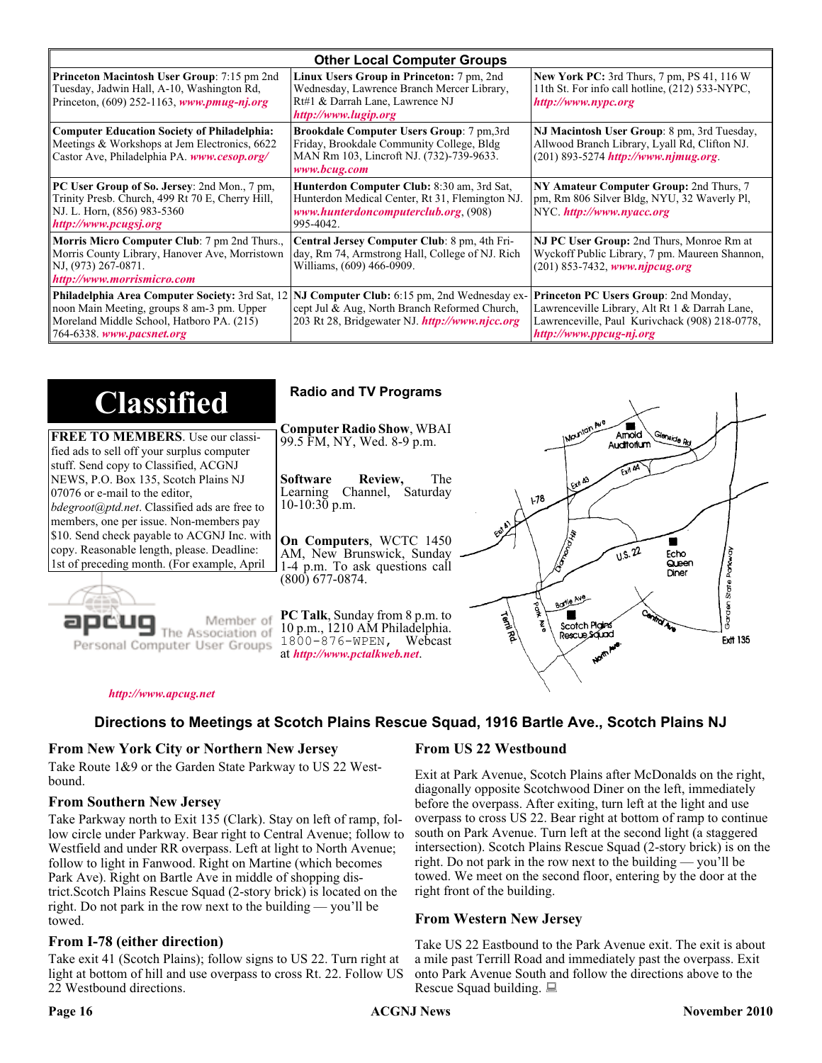## Other Local Computer Groups

| | | |
|---|---|---|
| **Princeton Macintosh User Group**: 7:15 pm 2nd Tuesday, Jadwin Hall, A-10, Washington Rd, Princeton, (609) 252-1163, ***www.pmug-nj.org*** | **Linux Users Group in Princeton:** 7 pm, 2nd Wednesday, Lawrence Branch Mercer Library, Rt#1 & Darrah Lane, Lawrence NJ ***http://www.lugip.org*** | **New York PC:** 3rd Thurs, 7 pm, PS 41, 116 W 11th St. For info call hotline, (212) 533-NYPC, ***http://www.nypc.org*** |
| **Computer Education Society of Philadelphia:** Meetings & Workshops at Jem Electronics, 6622 Castor Ave, Philadelphia PA. ***www.cesop.org/*** | **Brookdale Computer Users Group**: 7 pm,3rd Friday, Brookdale Community College, Bldg MAN Rm 103, Lincroft NJ. (732)-739-9633. ***www.bcug.com*** | **NJ Macintosh User Group**: 8 pm, 3rd Tuesday, Allwood Branch Library, Lyall Rd, Clifton NJ. (201) 893-5274 ***http://www.njmug.org***. |
| **PC User Group of So. Jersey**: 2nd Mon., 7 pm, Trinity Presb. Church, 499 Rt 70 E, Cherry Hill, NJ. L. Horn, (856) 983-5360 ***http://www.pcugsj.org*** | **Hunterdon Computer Club:** 8:30 am, 3rd Sat, Hunterdon Medical Center, Rt 31, Flemington NJ. ***www.hunterdoncomputerclub.org***, (908) 995-4042. | **NY Amateur Computer Group:** 2nd Thurs, 7 pm, Rm 806 Silver Bldg, NYU, 32 Waverly Pl, NYC. ***http://www.nyacc.org*** |
| **Morris Micro Computer Club**: 7 pm 2nd Thurs., Morris County Library, Hanover Ave, Morristown NJ, (973) 267-0871. ***http://www.morrismicro.com*** | **Central Jersey Computer Club**: 8 pm, 4th Friday, Rm 74, Armstrong Hall, College of NJ. Rich Williams, (609) 466-0909. | **NJ PC User Group:** 2nd Thurs, Monroe Rm at Wyckoff Public Library, 7 pm. Maureen Shannon, (201) 853-7432, ***www.njpcug.org*** |
| **Philadelphia Area Computer Society:** 3rd Sat, 12 noon Main Meeting, groups 8 am-3 pm. Upper Moreland Middle School, Hatboro PA. (215) 764-6338. ***www.pacsnet.org*** | **NJ Computer Club:** 6:15 pm, 2nd Wednesday except Jul & Aug, North Branch Reformed Church, 203 Rt 28, Bridgewater NJ. ***http://www.njcc.org*** | **Princeton PC Users Group**: 2nd Monday, Lawrenceville Library, Alt Rt 1 & Darrah Lane, Lawrenceville, Paul Kurivchack (908) 218-0778, ***http://www.ppcug-nj.org*** |

# Classified

**FREE TO MEMBERS**. Use our classified ads to sell off your surplus computer stuff. Send copy to Classified, ACGNJ NEWS, P.O. Box 135, Scotch Plains NJ 07076 or e-mail to the editor, *bdegroot@ptd.net*. Classified ads are free to members, one per issue. Non-members pay $10. Send check payable to ACGNJ Inc. with copy. Reasonable length, please. Deadline: 1st of preceding month. (For example, April

apcug — Member of The Association of Personal Computer User Groups

***http://www.apcug.net***

## Radio and TV Programs

**Computer Radio Show**, WBAI 99.5 FM, NY, Wed. 8-9 p.m.

**Software Review,** The Learning Channel, Saturday 10-10:30 p.m.

**On Computers**, WCTC 1450 AM, New Brunswick, Sunday 1-4 p.m. To ask questions call (800) 677-0874.

**PC Talk**, Sunday from 8 p.m. to 10 p.m., 1210 AM Philadelphia. 1800-876-WPEN, Webcast at ***http://www.pctalkweb.net***.

## Directions to Meetings at Scotch Plains Rescue Squad, 1916 Bartle Ave., Scotch Plains NJ

### From New York City or Northern New Jersey

Take Route 1&9 or the Garden State Parkway to US 22 Westbound.

### From Southern New Jersey

Take Parkway north to Exit 135 (Clark). Stay on left of ramp, follow circle under Parkway. Bear right to Central Avenue; follow to Westfield and under RR overpass. Left at light to North Avenue; follow to light in Fanwood. Right on Martine (which becomes Park Ave). Right on Bartle Ave in middle of shopping district.Scotch Plains Rescue Squad (2-story brick) is located on the right. Do not park in the row next to the building — you'll be towed.

### From I-78 (either direction)

Take exit 41 (Scotch Plains); follow signs to US 22. Turn right at light at bottom of hill and use overpass to cross Rt. 22. Follow US 22 Westbound directions.

### From US 22 Westbound

Exit at Park Avenue, Scotch Plains after McDonalds on the right, diagonally opposite Scotchwood Diner on the left, immediately before the overpass. After exiting, turn left at the light and use overpass to cross US 22. Bear right at bottom of ramp to continue south on Park Avenue. Turn left at the second light (a staggered intersection). Scotch Plains Rescue Squad (2-story brick) is on the right. Do not park in the row next to the building — you'll be towed. We meet on the second floor, entering by the door at the right front of the building.

### From Western New Jersey

Take US 22 Eastbound to the Park Avenue exit. The exit is about a mile past Terrill Road and immediately past the overpass. Exit onto Park Avenue South and follow the directions above to the Rescue Squad building.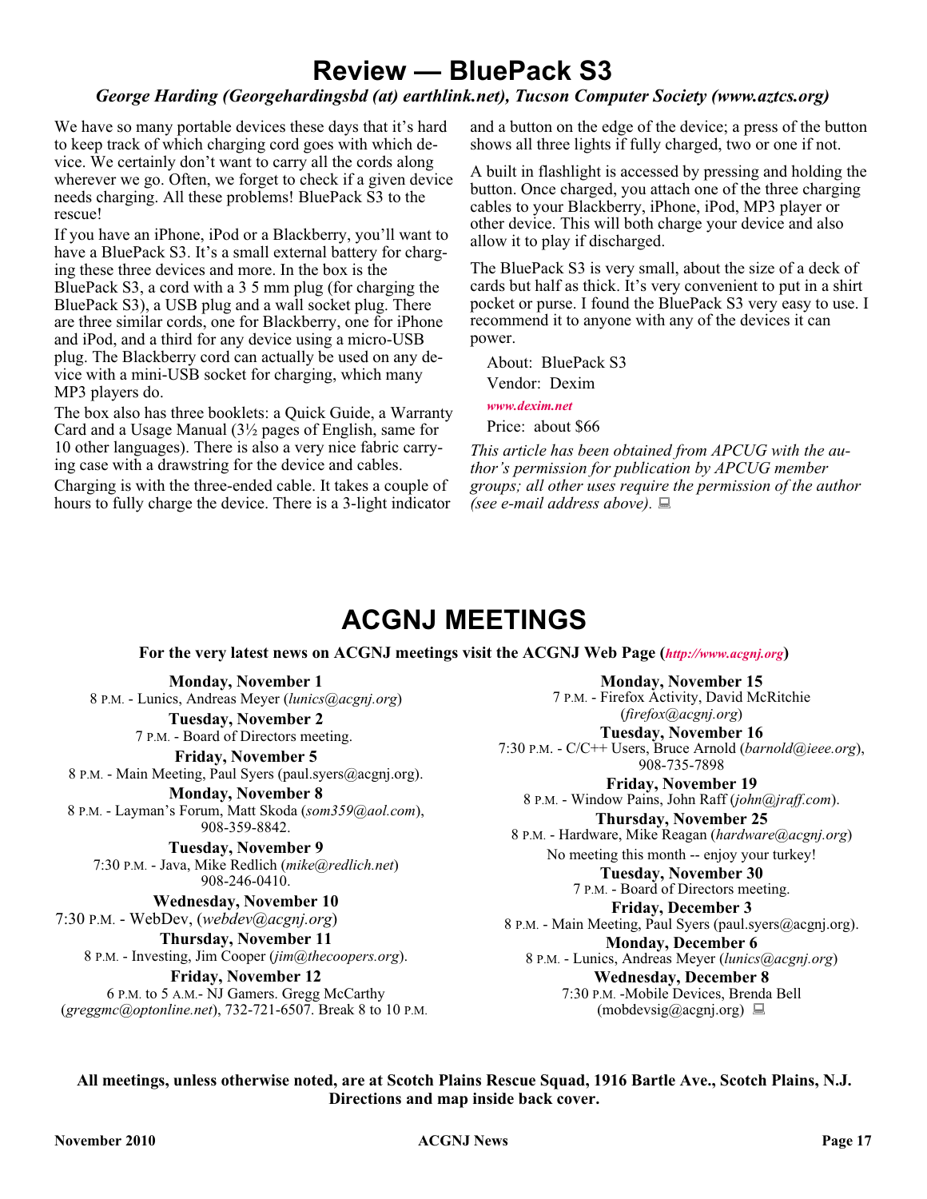# Review — BluePack S3

*George Harding (Georgehardingsbd (at) earthlink.net), Tucson Computer Society (www.aztcs.org)*

We have so many portable devices these days that it's hard to keep track of which charging cord goes with which device. We certainly don't want to carry all the cords along wherever we go. Often, we forget to check if a given device needs charging. All these problems! BluePack S3 to the rescue!

If you have an iPhone, iPod or a Blackberry, you'll want to have a BluePack S3. It's a small external battery for charging these three devices and more. In the box is the BluePack S3, a cord with a 3 5 mm plug (for charging the BluePack S3), a USB plug and a wall socket plug. There are three similar cords, one for Blackberry, one for iPhone and iPod, and a third for any device using a micro-USB plug. The Blackberry cord can actually be used on any device with a mini-USB socket for charging, which many MP3 players do.

The box also has three booklets: a Quick Guide, a Warranty Card and a Usage Manual (3½ pages of English, same for 10 other languages). There is also a very nice fabric carrying case with a drawstring for the device and cables.

Charging is with the three-ended cable. It takes a couple of hours to fully charge the device. There is a 3-light indicator and a button on the edge of the device; a press of the button shows all three lights if fully charged, two or one if not.

A built in flashlight is accessed by pressing and holding the button. Once charged, you attach one of the three charging cables to your Blackberry, iPhone, iPod, MP3 player or other device. This will both charge your device and also allow it to play if discharged.

The BluePack S3 is very small, about the size of a deck of cards but half as thick. It's very convenient to put in a shirt pocket or purse. I found the BluePack S3 very easy to use. I recommend it to anyone with any of the devices it can power.

About: BluePack S3
Vendor: Dexim
*www.dexim.net*
Price: about $66

*This article has been obtained from APCUG with the author's permission for publication by APCUG member groups; all other uses require the permission of the author (see e-mail address above).*

# ACGNJ MEETINGS

**For the very latest news on ACGNJ meetings visit the ACGNJ Web Page (*http://www.acgnj.org*)**

**Monday, November 1**
8 P.M. - Lunics, Andreas Meyer (*lunics@acgnj.org*)

**Tuesday, November 2**
7 P.M. - Board of Directors meeting.

**Friday, November 5**
8 P.M. - Main Meeting, Paul Syers (paul.syers@acgnj.org).

**Monday, November 8**
8 P.M. - Layman's Forum, Matt Skoda (*som359@aol.com*), 908-359-8842.

**Tuesday, November 9**
7:30 P.M. - Java, Mike Redlich (*mike@redlich.net*) 908-246-0410.

**Wednesday, November 10**
7:30 P.M. - WebDev, (*webdev@acgnj.org*)

**Thursday, November 11**
8 P.M. - Investing, Jim Cooper (*jim@thecoopers.org*).

**Friday, November 12**
6 P.M. to 5 A.M.- NJ Gamers. Gregg McCarthy (*greggmc@optonline.net*), 732-721-6507. Break 8 to 10 P.M.

**Monday, November 15**
7 P.M. - Firefox Activity, David McRitchie (*firefox@acgnj.org*)

**Tuesday, November 16**
7:30 P.M. - C/C++ Users, Bruce Arnold (*barnold@ieee.org*), 908-735-7898

**Friday, November 19**
8 P.M. - Window Pains, John Raff (*john@jraff.com*).

**Thursday, November 25**
8 P.M. - Hardware, Mike Reagan (*hardware@acgnj.org*)
No meeting this month -- enjoy your turkey!

**Tuesday, November 30**
7 P.M. - Board of Directors meeting.

**Friday, December 3**
8 P.M. - Main Meeting, Paul Syers (paul.syers@acgnj.org).

**Monday, December 6**
8 P.M. - Lunics, Andreas Meyer (*lunics@acgnj.org*)

**Wednesday, December 8**
7:30 P.M. -Mobile Devices, Brenda Bell (mobdevsig@acgnj.org)

**All meetings, unless otherwise noted, are at Scotch Plains Rescue Squad, 1916 Bartle Ave., Scotch Plains, N.J. Directions and map inside back cover.**